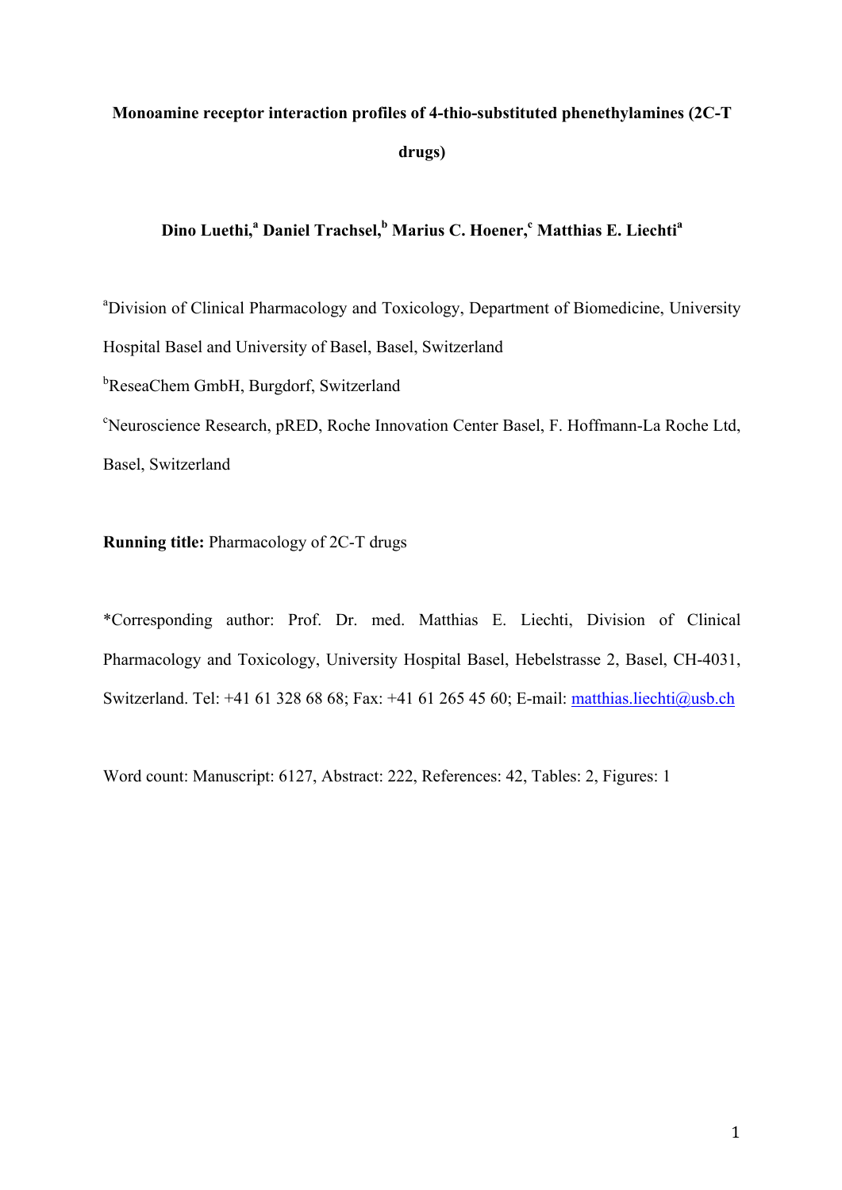# Monoamine receptor interaction profiles of 4-thio-substituted phenethylamines (2C-T drugs)

**Dino Luethi,[a] Daniel Trachsel,[b] Marius C. Hoener,[c] Matthias E. Liechti[a]**

[a]Division of Clinical Pharmacology and Toxicology, Department of Biomedicine, University Hospital Basel and University of Basel, Basel, Switzerland

[b]ReseaChem GmbH, Burgdorf, Switzerland

[c]Neuroscience Research, pRED, Roche Innovation Center Basel, F. Hoffmann-La Roche Ltd, Basel, Switzerland

**Running title:** Pharmacology of 2C-T drugs

*Corresponding author: Prof. Dr. med. Matthias E. Liechti, Division of Clinical Pharmacology and Toxicology, University Hospital Basel, Hebelstrasse 2, Basel, CH-4031, Switzerland. Tel: +41 61 328 68 68; Fax: +41 61 265 45 60; E-mail: matthias.liechti@usb.ch

Word count: Manuscript: 6127, Abstract: 222, References: 42, Tables: 2, Figures: 1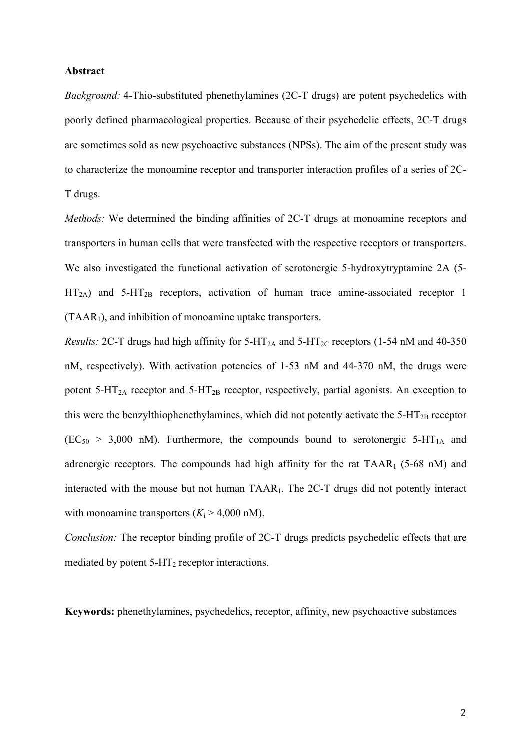**Abstract**

*Background:* 4-Thio-substituted phenethylamines (2C-T drugs) are potent psychedelics with poorly defined pharmacological properties. Because of their psychedelic effects, 2C-T drugs are sometimes sold as new psychoactive substances (NPSs). The aim of the present study was to characterize the monoamine receptor and transporter interaction profiles of a series of 2C-T drugs.

*Methods:* We determined the binding affinities of 2C-T drugs at monoamine receptors and transporters in human cells that were transfected with the respective receptors or transporters. We also investigated the functional activation of serotonergic 5-hydroxytryptamine 2A (5-$HT_{2A}$) and 5-$HT_{2B}$ receptors, activation of human trace amine-associated receptor 1 ($TAAR_1$), and inhibition of monoamine uptake transporters.

*Results:* 2C-T drugs had high affinity for 5-$HT_{2A}$ and 5-$HT_{2C}$ receptors (1-54 nM and 40-350 nM, respectively). With activation potencies of 1-53 nM and 44-370 nM, the drugs were potent 5-$HT_{2A}$ receptor and 5-$HT_{2B}$ receptor, respectively, partial agonists. An exception to this were the benzylthiophenethylamines, which did not potently activate the 5-$HT_{2B}$ receptor ($EC_{50}$ > 3,000 nM). Furthermore, the compounds bound to serotonergic 5-$HT_{1A}$ and adrenergic receptors. The compounds had high affinity for the rat $TAAR_1$ (5-68 nM) and interacted with the mouse but not human $TAAR_1$. The 2C-T drugs did not potently interact with monoamine transporters ($K_i$ > 4,000 nM).

*Conclusion:* The receptor binding profile of 2C-T drugs predicts psychedelic effects that are mediated by potent 5-$HT_2$ receptor interactions.

**Keywords:** phenethylamines, psychedelics, receptor, affinity, new psychoactive substances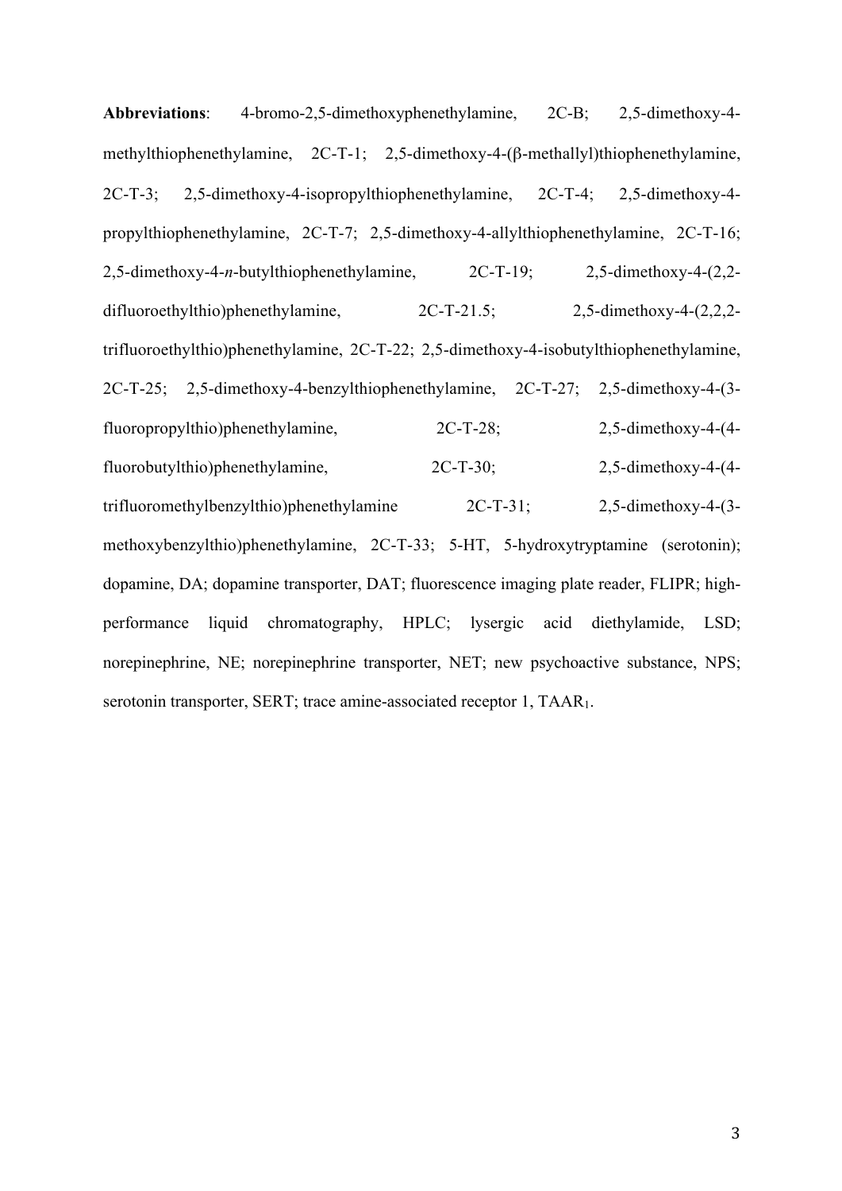**Abbreviations**: 4-bromo-2,5-dimethoxyphenethylamine, 2C-B; 2,5-dimethoxy-4-methylthiophenethylamine, 2C-T-1; 2,5-dimethoxy-4-(β-methallyl)thiophenethylamine, 2C-T-3; 2,5-dimethoxy-4-isopropylthiophenethylamine, 2C-T-4; 2,5-dimethoxy-4-propylthiophenethylamine, 2C-T-7; 2,5-dimethoxy-4-allylthiophenethylamine, 2C-T-16; 2,5-dimethoxy-4-*n*-butylthiophenethylamine, 2C-T-19; 2,5-dimethoxy-4-(2,2-difluoroethylthio)phenethylamine, 2C-T-21.5; 2,5-dimethoxy-4-(2,2,2-trifluoroethylthio)phenethylamine, 2C-T-22; 2,5-dimethoxy-4-isobutylthiophenethylamine, 2C-T-25; 2,5-dimethoxy-4-benzylthiophenethylamine, 2C-T-27; 2,5-dimethoxy-4-(3-fluoropropylthio)phenethylamine, 2C-T-28; 2,5-dimethoxy-4-(4-fluorobutylthio)phenethylamine, 2C-T-30; 2,5-dimethoxy-4-(4-trifluoromethylbenzylthio)phenethylamine 2C-T-31; 2,5-dimethoxy-4-(3-methoxybenzylthio)phenethylamine, 2C-T-33; 5-HT, 5-hydroxytryptamine (serotonin); dopamine, DA; dopamine transporter, DAT; fluorescence imaging plate reader, FLIPR; high-performance liquid chromatography, HPLC; lysergic acid diethylamide, LSD; norepinephrine, NE; norepinephrine transporter, NET; new psychoactive substance, NPS; serotonin transporter, SERT; trace amine-associated receptor 1, $TAAR_1$.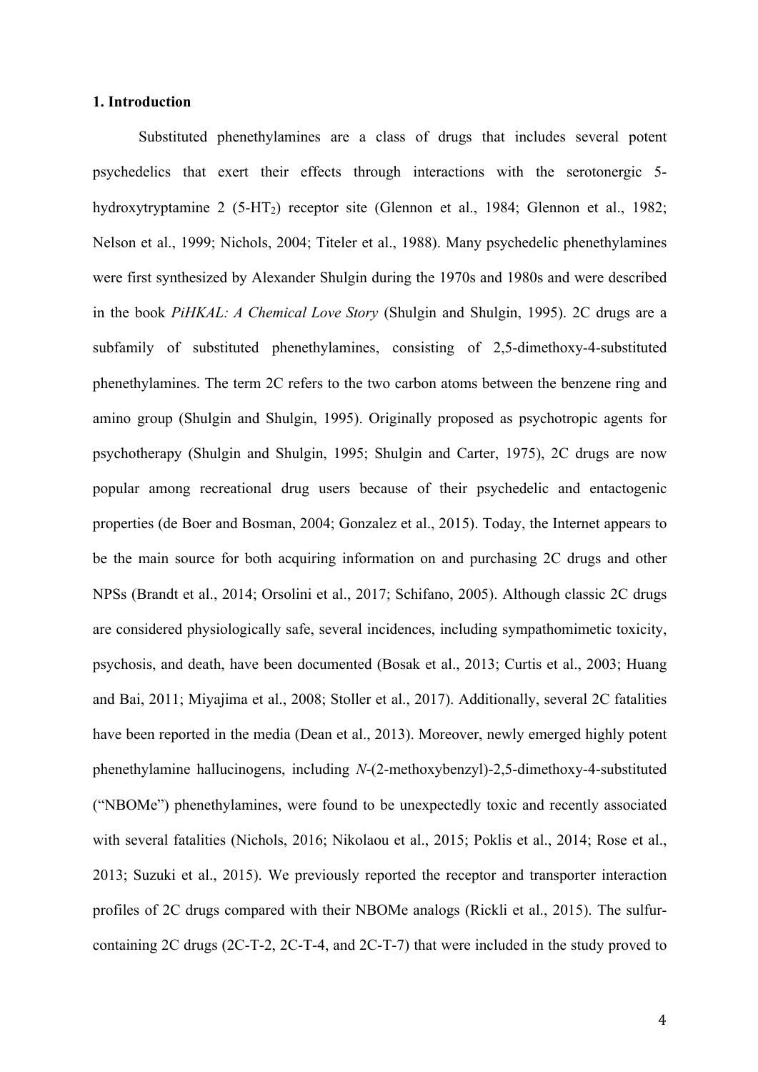## 1. Introduction

Substituted phenethylamines are a class of drugs that includes several potent psychedelics that exert their effects through interactions with the serotonergic 5-hydroxytryptamine 2 (5-$HT_2$) receptor site (Glennon et al., 1984; Glennon et al., 1982; Nelson et al., 1999; Nichols, 2004; Titeler et al., 1988). Many psychedelic phenethylamines were first synthesized by Alexander Shulgin during the 1970s and 1980s and were described in the book *PiHKAL: A Chemical Love Story* (Shulgin and Shulgin, 1995). 2C drugs are a subfamily of substituted phenethylamines, consisting of 2,5-dimethoxy-4-substituted phenethylamines. The term 2C refers to the two carbon atoms between the benzene ring and amino group (Shulgin and Shulgin, 1995). Originally proposed as psychotropic agents for psychotherapy (Shulgin and Shulgin, 1995; Shulgin and Carter, 1975), 2C drugs are now popular among recreational drug users because of their psychedelic and entactogenic properties (de Boer and Bosman, 2004; Gonzalez et al., 2015). Today, the Internet appears to be the main source for both acquiring information on and purchasing 2C drugs and other NPSs (Brandt et al., 2014; Orsolini et al., 2017; Schifano, 2005). Although classic 2C drugs are considered physiologically safe, several incidences, including sympathomimetic toxicity, psychosis, and death, have been documented (Bosak et al., 2013; Curtis et al., 2003; Huang and Bai, 2011; Miyajima et al., 2008; Stoller et al., 2017). Additionally, several 2C fatalities have been reported in the media (Dean et al., 2013). Moreover, newly emerged highly potent phenethylamine hallucinogens, including *N*-(2-methoxybenzyl)-2,5-dimethoxy-4-substituted ("NBOMe") phenethylamines, were found to be unexpectedly toxic and recently associated with several fatalities (Nichols, 2016; Nikolaou et al., 2015; Poklis et al., 2014; Rose et al., 2013; Suzuki et al., 2015). We previously reported the receptor and transporter interaction profiles of 2C drugs compared with their NBOMe analogs (Rickli et al., 2015). The sulfur-containing 2C drugs (2C-T-2, 2C-T-4, and 2C-T-7) that were included in the study proved to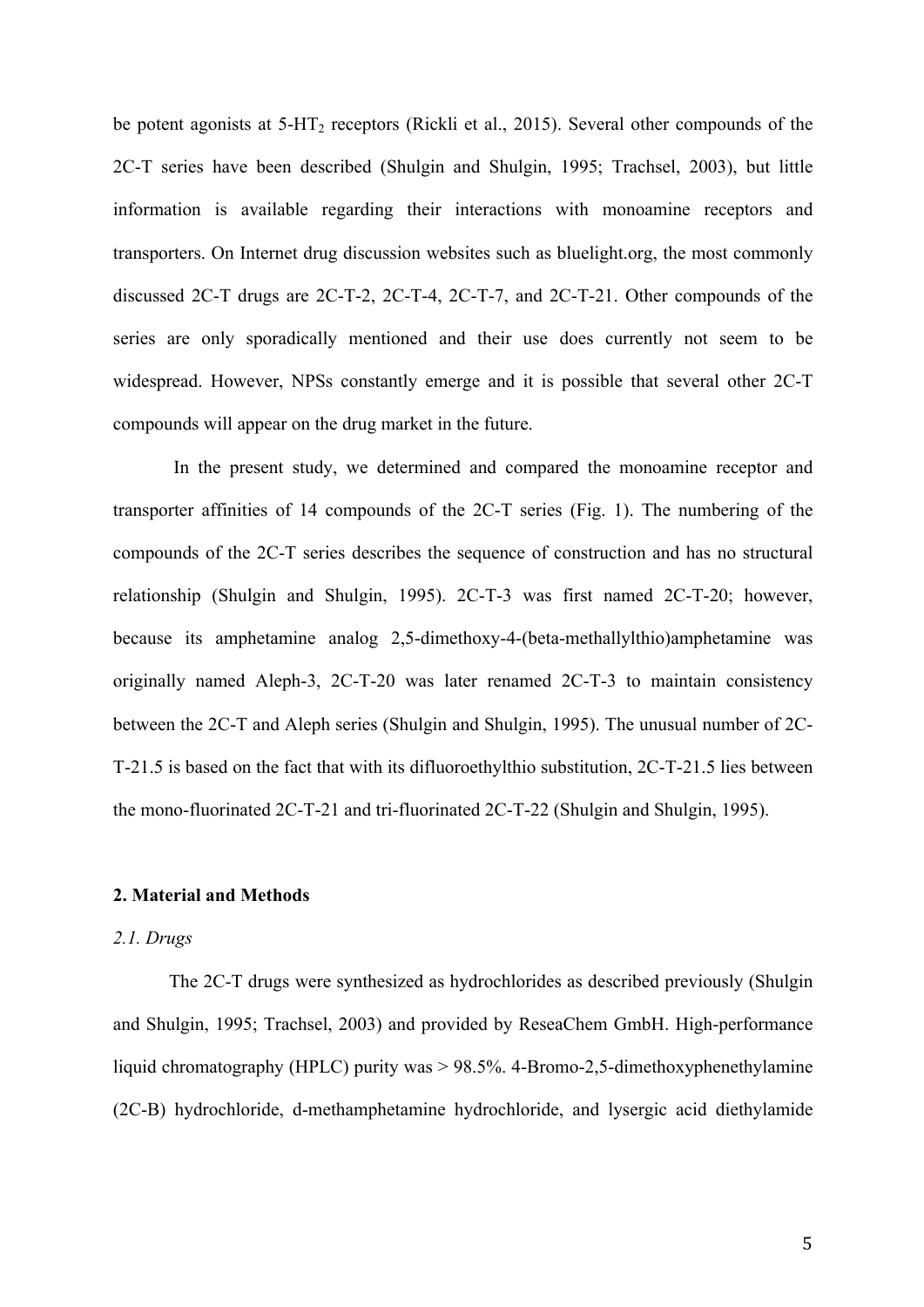be potent agonists at 5-$HT_2$ receptors (Rickli et al., 2015). Several other compounds of the 2C-T series have been described (Shulgin and Shulgin, 1995; Trachsel, 2003), but little information is available regarding their interactions with monoamine receptors and transporters. On Internet drug discussion websites such as bluelight.org, the most commonly discussed 2C-T drugs are 2C-T-2, 2C-T-4, 2C-T-7, and 2C-T-21. Other compounds of the series are only sporadically mentioned and their use does currently not seem to be widespread. However, NPSs constantly emerge and it is possible that several other 2C-T compounds will appear on the drug market in the future.

In the present study, we determined and compared the monoamine receptor and transporter affinities of 14 compounds of the 2C-T series (Fig. 1). The numbering of the compounds of the 2C-T series describes the sequence of construction and has no structural relationship (Shulgin and Shulgin, 1995). 2C-T-3 was first named 2C-T-20; however, because its amphetamine analog 2,5-dimethoxy-4-(beta-methallylthio)amphetamine was originally named Aleph-3, 2C-T-20 was later renamed 2C-T-3 to maintain consistency between the 2C-T and Aleph series (Shulgin and Shulgin, 1995). The unusual number of 2C-T-21.5 is based on the fact that with its difluoroethylthio substitution, 2C-T-21.5 lies between the mono-fluorinated 2C-T-21 and tri-fluorinated 2C-T-22 (Shulgin and Shulgin, 1995).

## 2. Material and Methods

### *2.1. Drugs*

The 2C-T drugs were synthesized as hydrochlorides as described previously (Shulgin and Shulgin, 1995; Trachsel, 2003) and provided by ReseaChem GmbH. High-performance liquid chromatography (HPLC) purity was > 98.5%. 4-Bromo-2,5-dimethoxyphenethylamine (2C-B) hydrochloride, d-methamphetamine hydrochloride, and lysergic acid diethylamide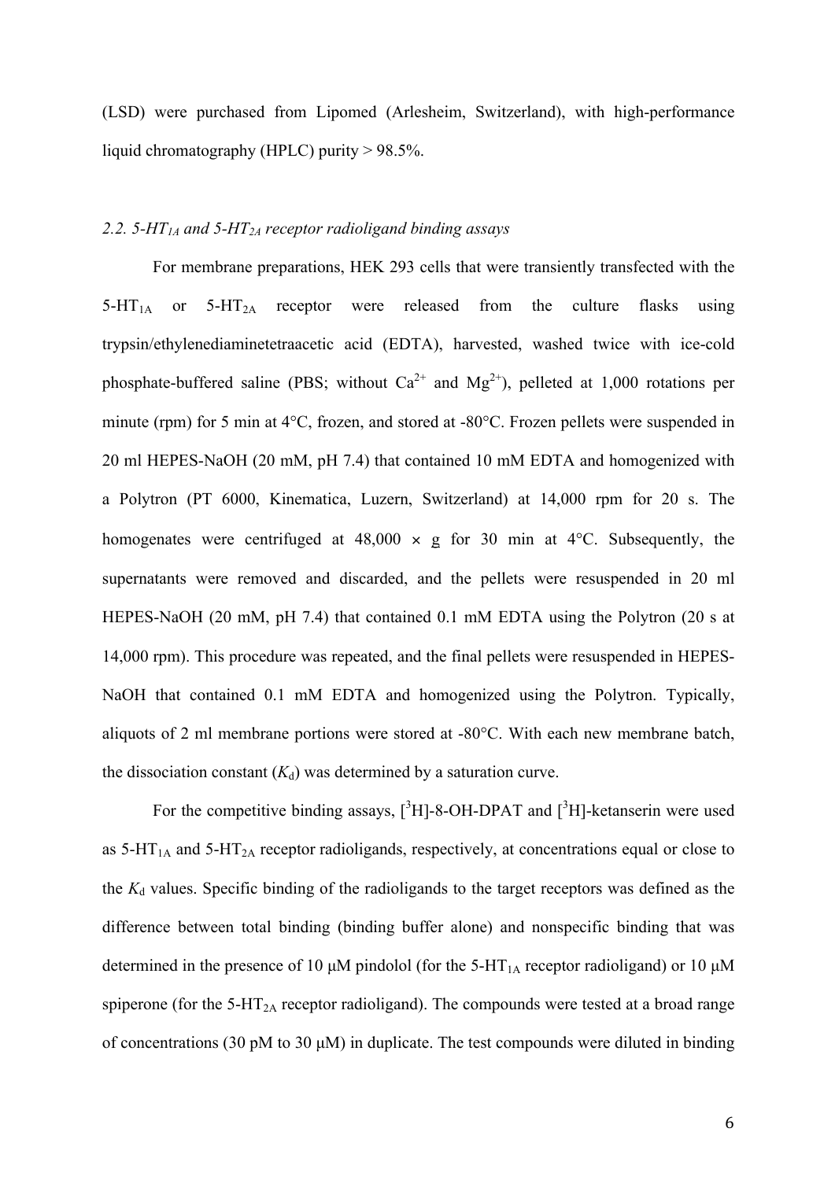(LSD) were purchased from Lipomed (Arlesheim, Switzerland), with high-performance liquid chromatography (HPLC) purity > 98.5%.

### *2.2. 5-HT$_{1A}$ and 5-HT$_{2A}$ receptor radioligand binding assays*

For membrane preparations, HEK 293 cells that were transiently transfected with the 5-HT$_{1A}$ or 5-HT$_{2A}$ receptor were released from the culture flasks using trypsin/ethylenediaminetetraacetic acid (EDTA), harvested, washed twice with ice-cold phosphate-buffered saline (PBS; without $Ca^{2+}$ and $Mg^{2+}$), pelleted at 1,000 rotations per minute (rpm) for 5 min at 4°C, frozen, and stored at -80°C. Frozen pellets were suspended in 20 ml HEPES-NaOH (20 mM, pH 7.4) that contained 10 mM EDTA and homogenized with a Polytron (PT 6000, Kinematica, Luzern, Switzerland) at 14,000 rpm for 20 s. The homogenates were centrifuged at 48,000 × g for 30 min at 4°C. Subsequently, the supernatants were removed and discarded, and the pellets were resuspended in 20 ml HEPES-NaOH (20 mM, pH 7.4) that contained 0.1 mM EDTA using the Polytron (20 s at 14,000 rpm). This procedure was repeated, and the final pellets were resuspended in HEPES-NaOH that contained 0.1 mM EDTA and homogenized using the Polytron. Typically, aliquots of 2 ml membrane portions were stored at -80°C. With each new membrane batch, the dissociation constant ($K_d$) was determined by a saturation curve.

For the competitive binding assays, [$^3$H]-8-OH-DPAT and [$^3$H]-ketanserin were used as 5-HT$_{1A}$ and 5-HT$_{2A}$ receptor radioligands, respectively, at concentrations equal or close to the $K_d$ values. Specific binding of the radioligands to the target receptors was defined as the difference between total binding (binding buffer alone) and nonspecific binding that was determined in the presence of 10 μM pindolol (for the 5-HT$_{1A}$ receptor radioligand) or 10 μM spiperone (for the 5-HT$_{2A}$ receptor radioligand). The compounds were tested at a broad range of concentrations (30 pM to 30 μM) in duplicate. The test compounds were diluted in binding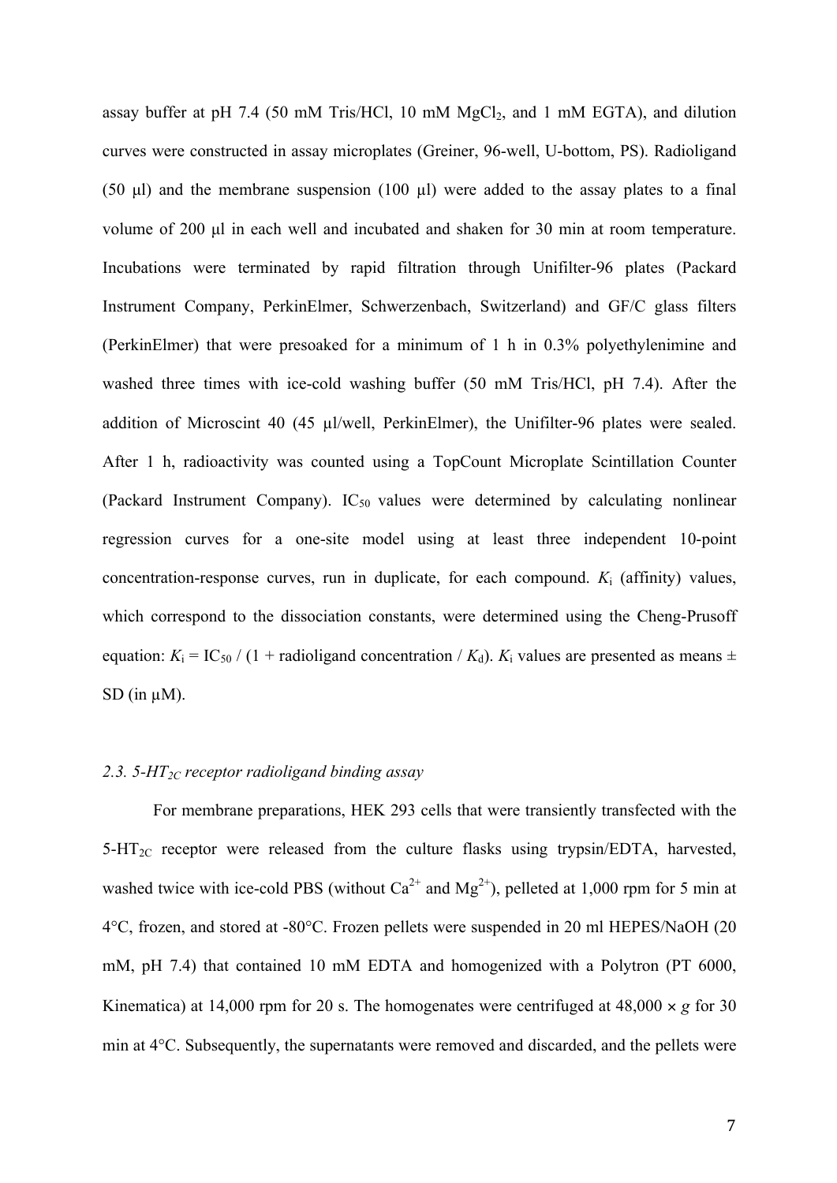assay buffer at pH 7.4 (50 mM Tris/HCl, 10 mM $MgCl_2$, and 1 mM EGTA), and dilution curves were constructed in assay microplates (Greiner, 96-well, U-bottom, PS). Radioligand (50 µl) and the membrane suspension (100 µl) were added to the assay plates to a final volume of 200 µl in each well and incubated and shaken for 30 min at room temperature. Incubations were terminated by rapid filtration through Unifilter-96 plates (Packard Instrument Company, PerkinElmer, Schwerzenbach, Switzerland) and GF/C glass filters (PerkinElmer) that were presoaked for a minimum of 1 h in 0.3% polyethylenimine and washed three times with ice-cold washing buffer (50 mM Tris/HCl, pH 7.4). After the addition of Microscint 40 (45 µl/well, PerkinElmer), the Unifilter-96 plates were sealed. After 1 h, radioactivity was counted using a TopCount Microplate Scintillation Counter (Packard Instrument Company). $IC_{50}$ values were determined by calculating nonlinear regression curves for a one-site model using at least three independent 10-point concentration-response curves, run in duplicate, for each compound. $K_i$ (affinity) values, which correspond to the dissociation constants, were determined using the Cheng-Prusoff equation: $K_i = IC_{50} / (1 + \text{radioligand concentration} / K_d)$. $K_i$ values are presented as means ± SD (in µM).

### *2.3. 5-HT$_{2C}$ receptor radioligand binding assay*

For membrane preparations, HEK 293 cells that were transiently transfected with the 5-HT$_{2C}$ receptor were released from the culture flasks using trypsin/EDTA, harvested, washed twice with ice-cold PBS (without $Ca^{2+}$ and $Mg^{2+}$), pelleted at 1,000 rpm for 5 min at 4°C, frozen, and stored at -80°C. Frozen pellets were suspended in 20 ml HEPES/NaOH (20 mM, pH 7.4) that contained 10 mM EDTA and homogenized with a Polytron (PT 6000, Kinematica) at 14,000 rpm for 20 s. The homogenates were centrifuged at 48,000 × *g* for 30 min at 4°C. Subsequently, the supernatants were removed and discarded, and the pellets were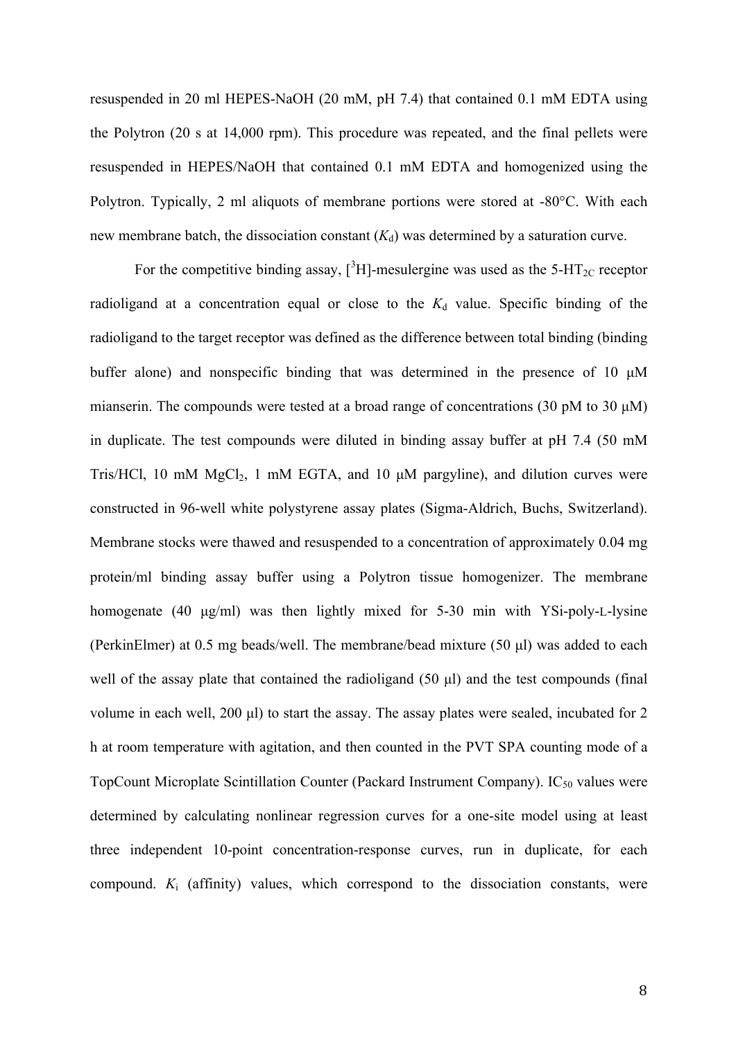resuspended in 20 ml HEPES-NaOH (20 mM, pH 7.4) that contained 0.1 mM EDTA using the Polytron (20 s at 14,000 rpm). This procedure was repeated, and the final pellets were resuspended in HEPES/NaOH that contained 0.1 mM EDTA and homogenized using the Polytron. Typically, 2 ml aliquots of membrane portions were stored at -80°C. With each new membrane batch, the dissociation constant ($K_d$) was determined by a saturation curve.

For the competitive binding assay, [$^3$H]-mesulergine was used as the 5-HT$_{2C}$ receptor radioligand at a concentration equal or close to the $K_d$ value. Specific binding of the radioligand to the target receptor was defined as the difference between total binding (binding buffer alone) and nonspecific binding that was determined in the presence of 10 µM mianserin. The compounds were tested at a broad range of concentrations (30 pM to 30 µM) in duplicate. The test compounds were diluted in binding assay buffer at pH 7.4 (50 mM Tris/HCl, 10 mM $MgCl_2$, 1 mM EGTA, and 10 µM pargyline), and dilution curves were constructed in 96-well white polystyrene assay plates (Sigma-Aldrich, Buchs, Switzerland). Membrane stocks were thawed and resuspended to a concentration of approximately 0.04 mg protein/ml binding assay buffer using a Polytron tissue homogenizer. The membrane homogenate (40 µg/ml) was then lightly mixed for 5-30 min with YSi-poly-L-lysine (PerkinElmer) at 0.5 mg beads/well. The membrane/bead mixture (50 µl) was added to each well of the assay plate that contained the radioligand (50 µl) and the test compounds (final volume in each well, 200 µl) to start the assay. The assay plates were sealed, incubated for 2 h at room temperature with agitation, and then counted in the PVT SPA counting mode of a TopCount Microplate Scintillation Counter (Packard Instrument Company). IC$_{50}$ values were determined by calculating nonlinear regression curves for a one-site model using at least three independent 10-point concentration-response curves, run in duplicate, for each compound. $K_i$ (affinity) values, which correspond to the dissociation constants, were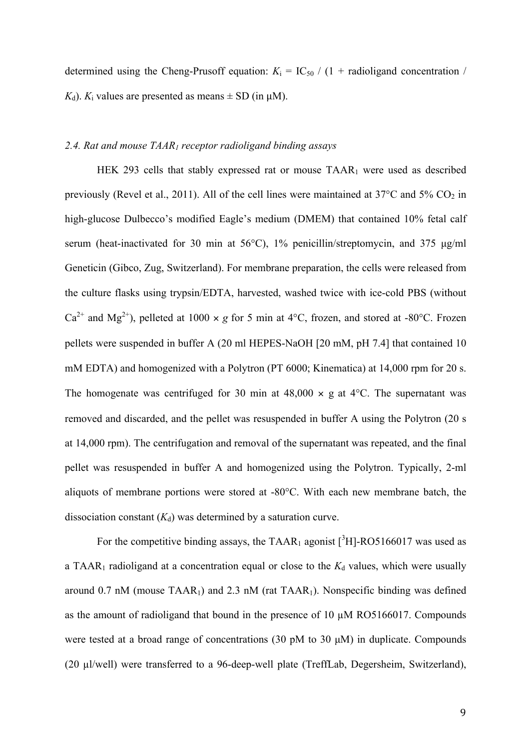determined using the Cheng-Prusoff equation: $K_i = IC_{50} / (1 + \text{radioligand concentration} / K_d)$. $K_i$ values are presented as means ± SD (in μM).

*2.4. Rat and mouse $TAAR_1$ receptor radioligand binding assays*

HEK 293 cells that stably expressed rat or mouse $TAAR_1$ were used as described previously (Revel et al., 2011). All of the cell lines were maintained at 37°C and 5% $CO_2$ in high-glucose Dulbecco's modified Eagle's medium (DMEM) that contained 10% fetal calf serum (heat-inactivated for 30 min at 56°C), 1% penicillin/streptomycin, and 375 μg/ml Geneticin (Gibco, Zug, Switzerland). For membrane preparation, the cells were released from the culture flasks using trypsin/EDTA, harvested, washed twice with ice-cold PBS (without $Ca^{2+}$ and $Mg^{2+}$), pelleted at 1000 × *g* for 5 min at 4°C, frozen, and stored at -80°C. Frozen pellets were suspended in buffer A (20 ml HEPES-NaOH [20 mM, pH 7.4] that contained 10 mM EDTA) and homogenized with a Polytron (PT 6000; Kinematica) at 14,000 rpm for 20 s. The homogenate was centrifuged for 30 min at 48,000 × g at 4°C. The supernatant was removed and discarded, and the pellet was resuspended in buffer A using the Polytron (20 s at 14,000 rpm). The centrifugation and removal of the supernatant was repeated, and the final pellet was resuspended in buffer A and homogenized using the Polytron. Typically, 2-ml aliquots of membrane portions were stored at -80°C. With each new membrane batch, the dissociation constant ($K_d$) was determined by a saturation curve.

For the competitive binding assays, the $TAAR_1$ agonist [$^3$H]-RO5166017 was used as a $TAAR_1$ radioligand at a concentration equal or close to the $K_d$ values, which were usually around 0.7 nM (mouse $TAAR_1$) and 2.3 nM (rat $TAAR_1$). Nonspecific binding was defined as the amount of radioligand that bound in the presence of 10 μM RO5166017. Compounds were tested at a broad range of concentrations (30 pM to 30 μM) in duplicate. Compounds (20 μl/well) were transferred to a 96-deep-well plate (TreffLab, Degersheim, Switzerland),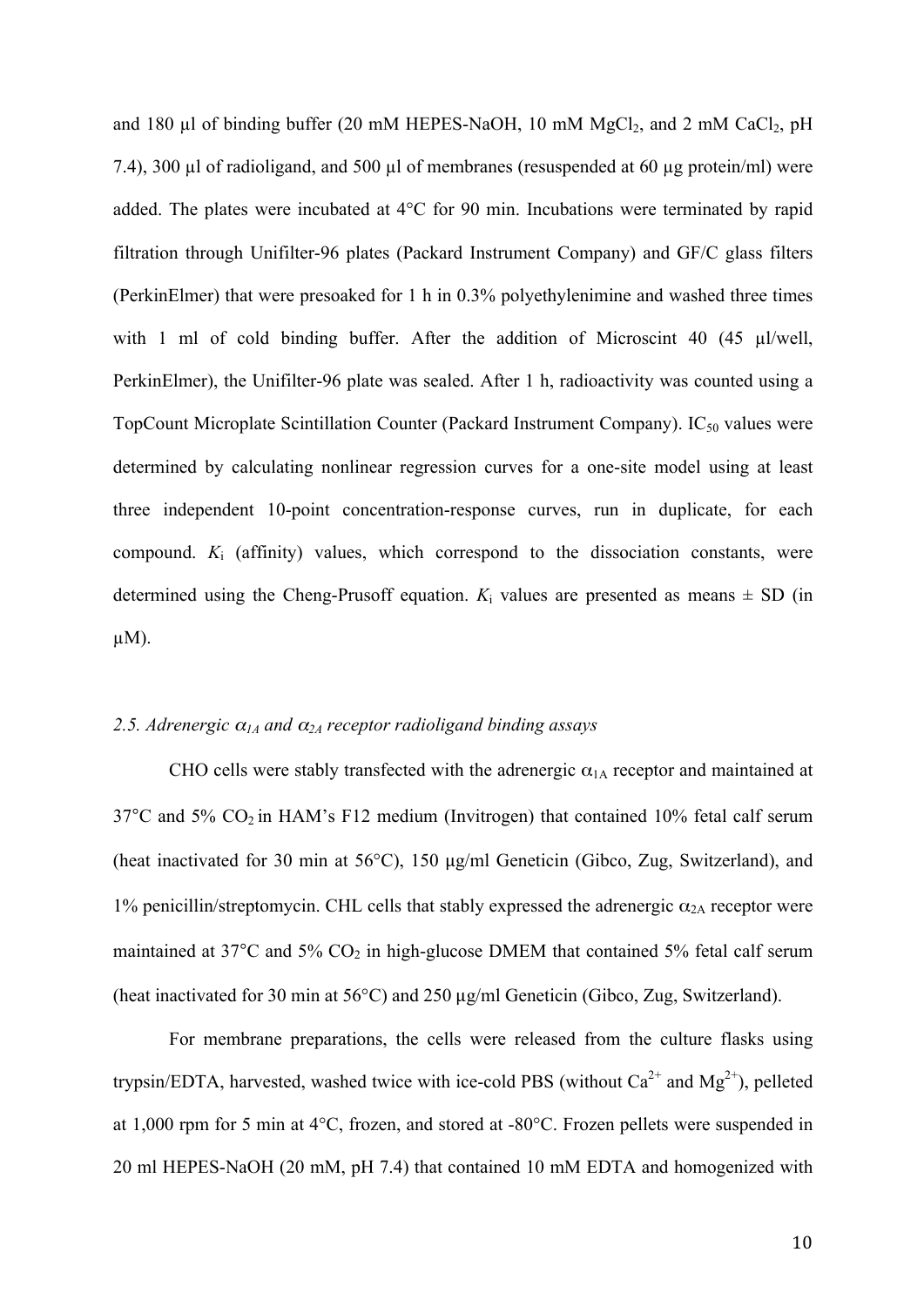and 180 µl of binding buffer (20 mM HEPES-NaOH, 10 mM $MgCl_2$, and 2 mM $CaCl_2$, pH 7.4), 300 µl of radioligand, and 500 µl of membranes (resuspended at 60 µg protein/ml) were added. The plates were incubated at 4°C for 90 min. Incubations were terminated by rapid filtration through Unifilter-96 plates (Packard Instrument Company) and GF/C glass filters (PerkinElmer) that were presoaked for 1 h in 0.3% polyethylenimine and washed three times with 1 ml of cold binding buffer. After the addition of Microscint 40 (45 µl/well, PerkinElmer), the Unifilter-96 plate was sealed. After 1 h, radioactivity was counted using a TopCount Microplate Scintillation Counter (Packard Instrument Company). $IC_{50}$ values were determined by calculating nonlinear regression curves for a one-site model using at least three independent 10-point concentration-response curves, run in duplicate, for each compound. $K_i$ (affinity) values, which correspond to the dissociation constants, were determined using the Cheng-Prusoff equation. $K_i$ values are presented as means ± SD (in µM).

### *2.5. Adrenergic $\alpha_{1A}$ and $\alpha_{2A}$ receptor radioligand binding assays*

CHO cells were stably transfected with the adrenergic $\alpha_{1A}$ receptor and maintained at 37°C and 5% $CO_2$ in HAM's F12 medium (Invitrogen) that contained 10% fetal calf serum (heat inactivated for 30 min at 56°C), 150 µg/ml Geneticin (Gibco, Zug, Switzerland), and 1% penicillin/streptomycin. CHL cells that stably expressed the adrenergic $\alpha_{2A}$ receptor were maintained at 37°C and 5% $CO_2$ in high-glucose DMEM that contained 5% fetal calf serum (heat inactivated for 30 min at 56°C) and 250 µg/ml Geneticin (Gibco, Zug, Switzerland).

For membrane preparations, the cells were released from the culture flasks using trypsin/EDTA, harvested, washed twice with ice-cold PBS (without $Ca^{2+}$ and $Mg^{2+}$), pelleted at 1,000 rpm for 5 min at 4°C, frozen, and stored at -80°C. Frozen pellets were suspended in 20 ml HEPES-NaOH (20 mM, pH 7.4) that contained 10 mM EDTA and homogenized with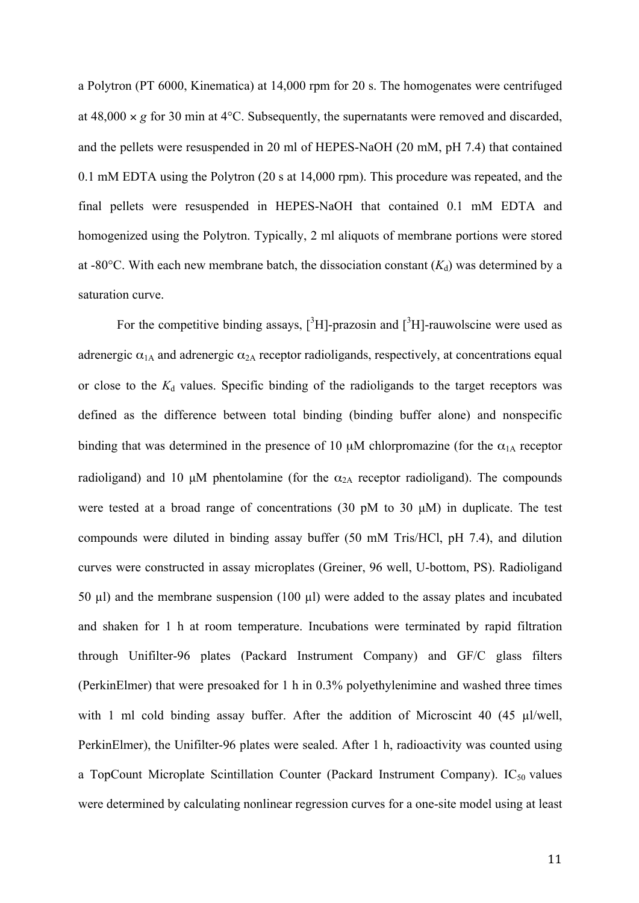a Polytron (PT 6000, Kinematica) at 14,000 rpm for 20 s. The homogenates were centrifuged at 48,000 × *g* for 30 min at 4°C. Subsequently, the supernatants were removed and discarded, and the pellets were resuspended in 20 ml of HEPES-NaOH (20 mM, pH 7.4) that contained 0.1 mM EDTA using the Polytron (20 s at 14,000 rpm). This procedure was repeated, and the final pellets were resuspended in HEPES-NaOH that contained 0.1 mM EDTA and homogenized using the Polytron. Typically, 2 ml aliquots of membrane portions were stored at -80°C. With each new membrane batch, the dissociation constant ($K_d$) was determined by a saturation curve.

For the competitive binding assays, [$^3$H]-prazosin and [$^3$H]-rauwolscine were used as adrenergic $\alpha_{1A}$ and adrenergic $\alpha_{2A}$ receptor radioligands, respectively, at concentrations equal or close to the $K_d$ values. Specific binding of the radioligands to the target receptors was defined as the difference between total binding (binding buffer alone) and nonspecific binding that was determined in the presence of 10 μM chlorpromazine (for the $\alpha_{1A}$ receptor radioligand) and 10 μM phentolamine (for the $\alpha_{2A}$ receptor radioligand). The compounds were tested at a broad range of concentrations (30 pM to 30 μM) in duplicate. The test compounds were diluted in binding assay buffer (50 mM Tris/HCl, pH 7.4), and dilution curves were constructed in assay microplates (Greiner, 96 well, U-bottom, PS). Radioligand 50 μl) and the membrane suspension (100 μl) were added to the assay plates and incubated and shaken for 1 h at room temperature. Incubations were terminated by rapid filtration through Unifilter-96 plates (Packard Instrument Company) and GF/C glass filters (PerkinElmer) that were presoaked for 1 h in 0.3% polyethylenimine and washed three times with 1 ml cold binding assay buffer. After the addition of Microscint 40 (45 μl/well, PerkinElmer), the Unifilter-96 plates were sealed. After 1 h, radioactivity was counted using a TopCount Microplate Scintillation Counter (Packard Instrument Company). $IC_{50}$ values were determined by calculating nonlinear regression curves for a one-site model using at least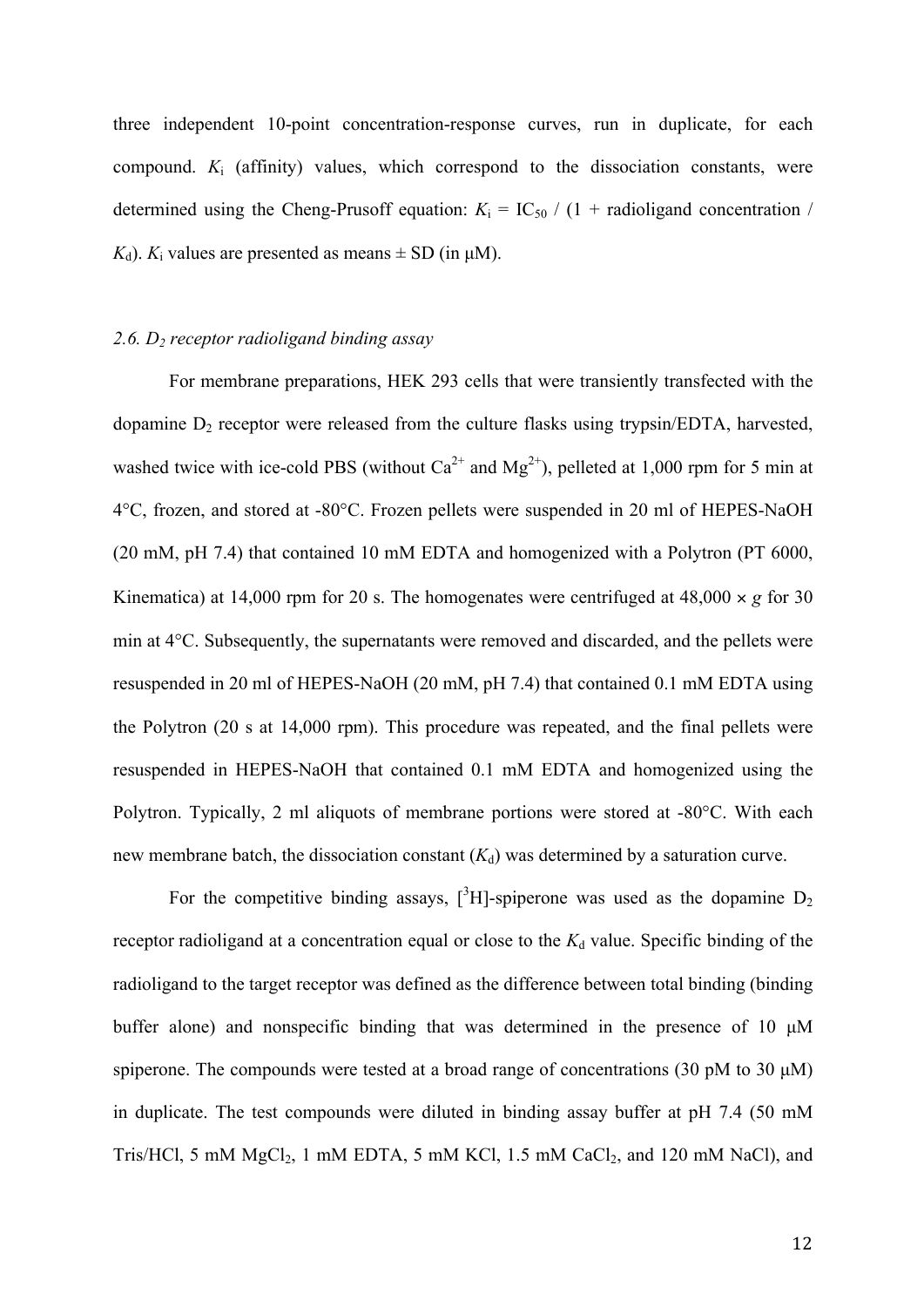three independent 10-point concentration-response curves, run in duplicate, for each compound. $K_i$ (affinity) values, which correspond to the dissociation constants, were determined using the Cheng-Prusoff equation: $K_i = IC_{50} / (1 + \text{radioligand concentration} / K_d)$. $K_i$ values are presented as means ± SD (in μM).

### *2.6. $D_2$ receptor radioligand binding assay*

For membrane preparations, HEK 293 cells that were transiently transfected with the dopamine $D_2$ receptor were released from the culture flasks using trypsin/EDTA, harvested, washed twice with ice-cold PBS (without $Ca^{2+}$ and $Mg^{2+}$), pelleted at 1,000 rpm for 5 min at 4°C, frozen, and stored at -80°C. Frozen pellets were suspended in 20 ml of HEPES-NaOH (20 mM, pH 7.4) that contained 10 mM EDTA and homogenized with a Polytron (PT 6000, Kinematica) at 14,000 rpm for 20 s. The homogenates were centrifuged at 48,000 × *g* for 30 min at 4°C. Subsequently, the supernatants were removed and discarded, and the pellets were resuspended in 20 ml of HEPES-NaOH (20 mM, pH 7.4) that contained 0.1 mM EDTA using the Polytron (20 s at 14,000 rpm). This procedure was repeated, and the final pellets were resuspended in HEPES-NaOH that contained 0.1 mM EDTA and homogenized using the Polytron. Typically, 2 ml aliquots of membrane portions were stored at -80°C. With each new membrane batch, the dissociation constant ($K_d$) was determined by a saturation curve.

For the competitive binding assays, [$^3$H]-spiperone was used as the dopamine $D_2$ receptor radioligand at a concentration equal or close to the $K_d$ value. Specific binding of the radioligand to the target receptor was defined as the difference between total binding (binding buffer alone) and nonspecific binding that was determined in the presence of 10 μM spiperone. The compounds were tested at a broad range of concentrations (30 pM to 30 μM) in duplicate. The test compounds were diluted in binding assay buffer at pH 7.4 (50 mM Tris/HCl, 5 mM $MgCl_2$, 1 mM EDTA, 5 mM KCl, 1.5 mM $CaCl_2$, and 120 mM NaCl), and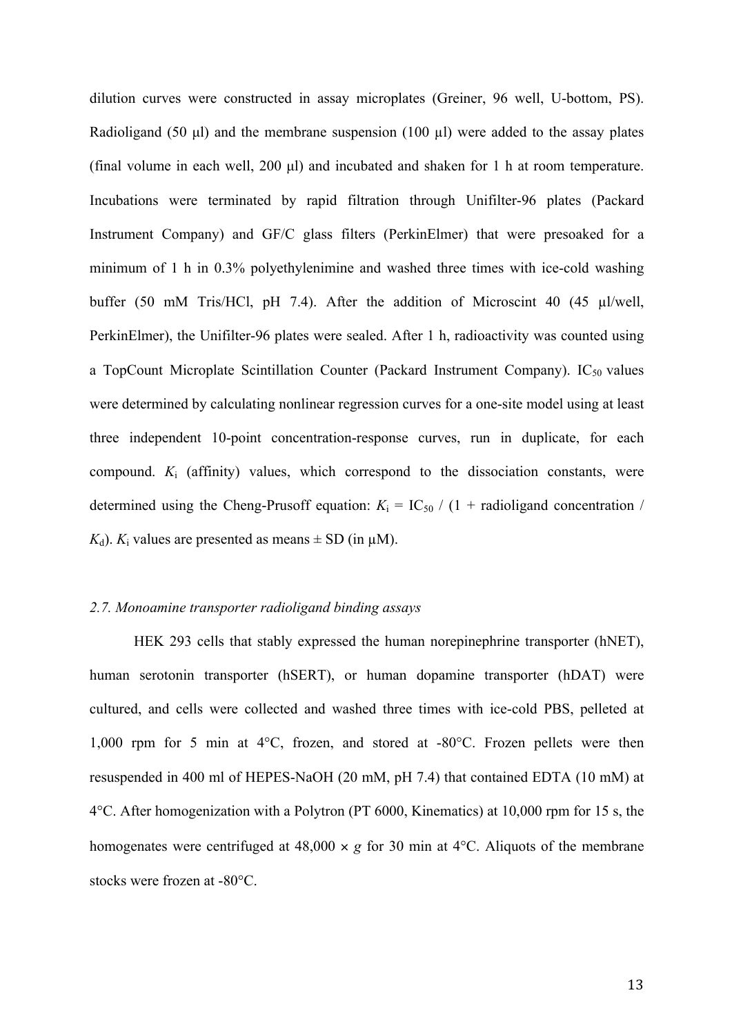dilution curves were constructed in assay microplates (Greiner, 96 well, U-bottom, PS). Radioligand (50 μl) and the membrane suspension (100 μl) were added to the assay plates (final volume in each well, 200 μl) and incubated and shaken for 1 h at room temperature. Incubations were terminated by rapid filtration through Unifilter-96 plates (Packard Instrument Company) and GF/C glass filters (PerkinElmer) that were presoaked for a minimum of 1 h in 0.3% polyethylenimine and washed three times with ice-cold washing buffer (50 mM Tris/HCl, pH 7.4). After the addition of Microscint 40 (45 μl/well, PerkinElmer), the Unifilter-96 plates were sealed. After 1 h, radioactivity was counted using a TopCount Microplate Scintillation Counter (Packard Instrument Company). $IC_{50}$ values were determined by calculating nonlinear regression curves for a one-site model using at least three independent 10-point concentration-response curves, run in duplicate, for each compound. $K_i$ (affinity) values, which correspond to the dissociation constants, were determined using the Cheng-Prusoff equation: $K_i = IC_{50} / (1 + \text{radioligand concentration} / K_d)$. $K_i$ values are presented as means ± SD (in μM).

### *2.7. Monoamine transporter radioligand binding assays*

HEK 293 cells that stably expressed the human norepinephrine transporter (hNET), human serotonin transporter (hSERT), or human dopamine transporter (hDAT) were cultured, and cells were collected and washed three times with ice-cold PBS, pelleted at 1,000 rpm for 5 min at 4°C, frozen, and stored at -80°C. Frozen pellets were then resuspended in 400 ml of HEPES-NaOH (20 mM, pH 7.4) that contained EDTA (10 mM) at 4°C. After homogenization with a Polytron (PT 6000, Kinematics) at 10,000 rpm for 15 s, the homogenates were centrifuged at 48,000 × *g* for 30 min at 4°C. Aliquots of the membrane stocks were frozen at -80°C.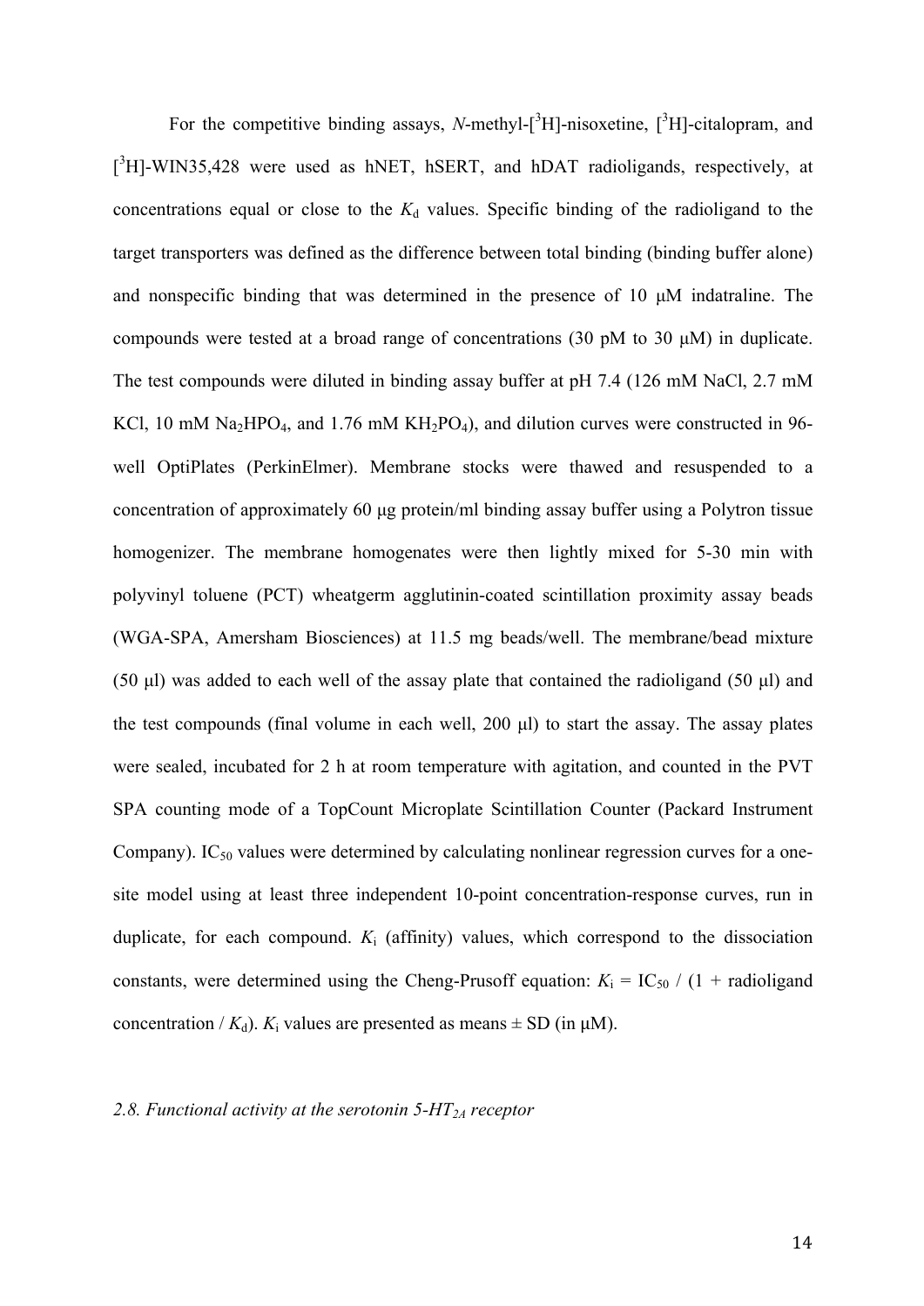For the competitive binding assays, *N*-methyl-[$^3$H]-nisoxetine, [$^3$H]-citalopram, and [$^3$H]-WIN35,428 were used as hNET, hSERT, and hDAT radioligands, respectively, at concentrations equal or close to the $K_d$ values. Specific binding of the radioligand to the target transporters was defined as the difference between total binding (binding buffer alone) and nonspecific binding that was determined in the presence of 10 μM indatraline. The compounds were tested at a broad range of concentrations (30 pM to 30 μM) in duplicate. The test compounds were diluted in binding assay buffer at pH 7.4 (126 mM NaCl, 2.7 mM KCl, 10 mM $Na_2HPO_4$, and 1.76 mM $KH_2PO_4$), and dilution curves were constructed in 96-well OptiPlates (PerkinElmer). Membrane stocks were thawed and resuspended to a concentration of approximately 60 μg protein/ml binding assay buffer using a Polytron tissue homogenizer. The membrane homogenates were then lightly mixed for 5-30 min with polyvinyl toluene (PCT) wheatgerm agglutinin-coated scintillation proximity assay beads (WGA-SPA, Amersham Biosciences) at 11.5 mg beads/well. The membrane/bead mixture (50 μl) was added to each well of the assay plate that contained the radioligand (50 μl) and the test compounds (final volume in each well, 200 μl) to start the assay. The assay plates were sealed, incubated for 2 h at room temperature with agitation, and counted in the PVT SPA counting mode of a TopCount Microplate Scintillation Counter (Packard Instrument Company). $IC_{50}$ values were determined by calculating nonlinear regression curves for a one-site model using at least three independent 10-point concentration-response curves, run in duplicate, for each compound. $K_i$ (affinity) values, which correspond to the dissociation constants, were determined using the Cheng-Prusoff equation: $K_i = IC_{50} / (1 + \text{radioligand concentration} / K_d)$. $K_i$ values are presented as means ± SD (in μM).

*2.8. Functional activity at the serotonin 5-HT$_{2A}$ receptor*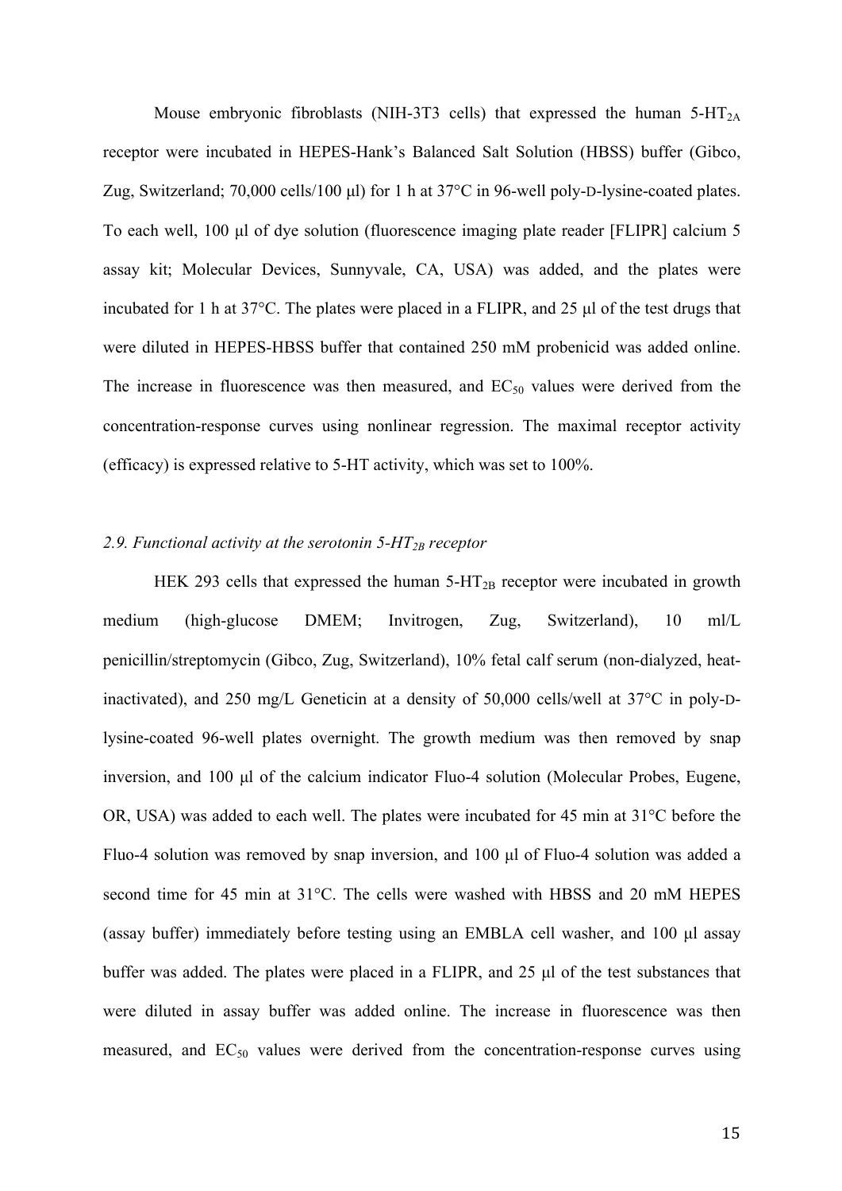Mouse embryonic fibroblasts (NIH-3T3 cells) that expressed the human 5-HT$_{2A}$ receptor were incubated in HEPES-Hank's Balanced Salt Solution (HBSS) buffer (Gibco, Zug, Switzerland; 70,000 cells/100 μl) for 1 h at 37°C in 96-well poly-D-lysine-coated plates. To each well, 100 μl of dye solution (fluorescence imaging plate reader [FLIPR] calcium 5 assay kit; Molecular Devices, Sunnyvale, CA, USA) was added, and the plates were incubated for 1 h at 37°C. The plates were placed in a FLIPR, and 25 μl of the test drugs that were diluted in HEPES-HBSS buffer that contained 250 mM probenicid was added online. The increase in fluorescence was then measured, and EC$_{50}$ values were derived from the concentration-response curves using nonlinear regression. The maximal receptor activity (efficacy) is expressed relative to 5-HT activity, which was set to 100%.

### *2.9. Functional activity at the serotonin 5-HT$_{2B}$ receptor*

HEK 293 cells that expressed the human 5-HT$_{2B}$ receptor were incubated in growth medium (high-glucose DMEM; Invitrogen, Zug, Switzerland), 10 ml/L penicillin/streptomycin (Gibco, Zug, Switzerland), 10% fetal calf serum (non-dialyzed, heat-inactivated), and 250 mg/L Geneticin at a density of 50,000 cells/well at 37°C in poly-D-lysine-coated 96-well plates overnight. The growth medium was then removed by snap inversion, and 100 μl of the calcium indicator Fluo-4 solution (Molecular Probes, Eugene, OR, USA) was added to each well. The plates were incubated for 45 min at 31°C before the Fluo-4 solution was removed by snap inversion, and 100 μl of Fluo-4 solution was added a second time for 45 min at 31°C. The cells were washed with HBSS and 20 mM HEPES (assay buffer) immediately before testing using an EMBLA cell washer, and 100 μl assay buffer was added. The plates were placed in a FLIPR, and 25 μl of the test substances that were diluted in assay buffer was added online. The increase in fluorescence was then measured, and EC$_{50}$ values were derived from the concentration-response curves using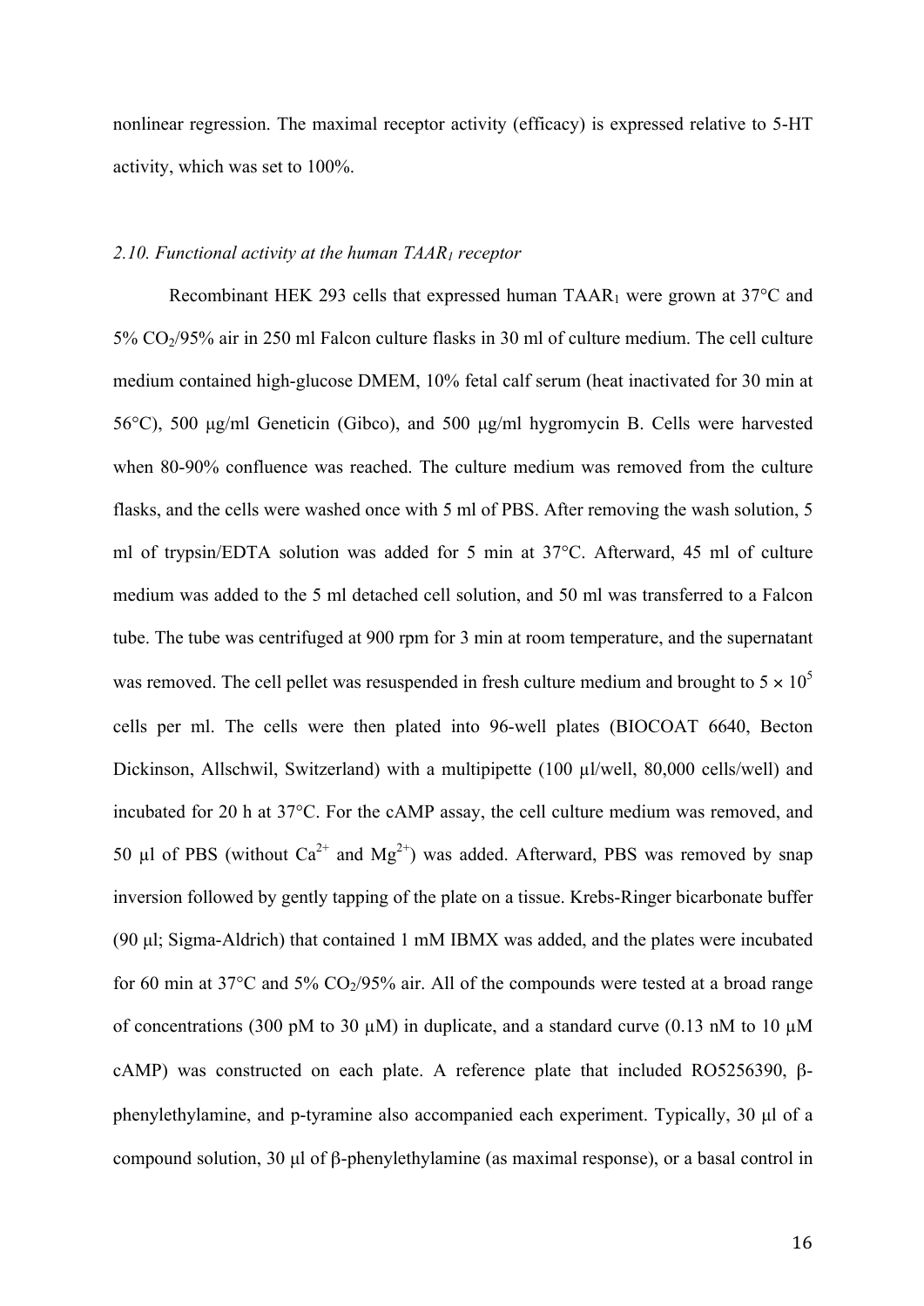nonlinear regression. The maximal receptor activity (efficacy) is expressed relative to 5-HT activity, which was set to 100%.

### *2.10. Functional activity at the human $TAAR_1$ receptor*

Recombinant HEK 293 cells that expressed human $TAAR_1$ were grown at 37°C and 5% $CO_2$/95% air in 250 ml Falcon culture flasks in 30 ml of culture medium. The cell culture medium contained high-glucose DMEM, 10% fetal calf serum (heat inactivated for 30 min at 56°C), 500 µg/ml Geneticin (Gibco), and 500 µg/ml hygromycin B. Cells were harvested when 80-90% confluence was reached. The culture medium was removed from the culture flasks, and the cells were washed once with 5 ml of PBS. After removing the wash solution, 5 ml of trypsin/EDTA solution was added for 5 min at 37°C. Afterward, 45 ml of culture medium was added to the 5 ml detached cell solution, and 50 ml was transferred to a Falcon tube. The tube was centrifuged at 900 rpm for 3 min at room temperature, and the supernatant was removed. The cell pellet was resuspended in fresh culture medium and brought to $5 \times 10^5$ cells per ml. The cells were then plated into 96-well plates (BIOCOAT 6640, Becton Dickinson, Allschwil, Switzerland) with a multipipette (100 µl/well, 80,000 cells/well) and incubated for 20 h at 37°C. For the cAMP assay, the cell culture medium was removed, and 50 µl of PBS (without $Ca^{2+}$ and $Mg^{2+}$) was added. Afterward, PBS was removed by snap inversion followed by gently tapping of the plate on a tissue. Krebs-Ringer bicarbonate buffer (90 µl; Sigma-Aldrich) that contained 1 mM IBMX was added, and the plates were incubated for 60 min at 37°C and 5% $CO_2$/95% air. All of the compounds were tested at a broad range of concentrations (300 pM to 30 µM) in duplicate, and a standard curve (0.13 nM to 10 µM cAMP) was constructed on each plate. A reference plate that included RO5256390, β-phenylethylamine, and p-tyramine also accompanied each experiment. Typically, 30 µl of a compound solution, 30 µl of β-phenylethylamine (as maximal response), or a basal control in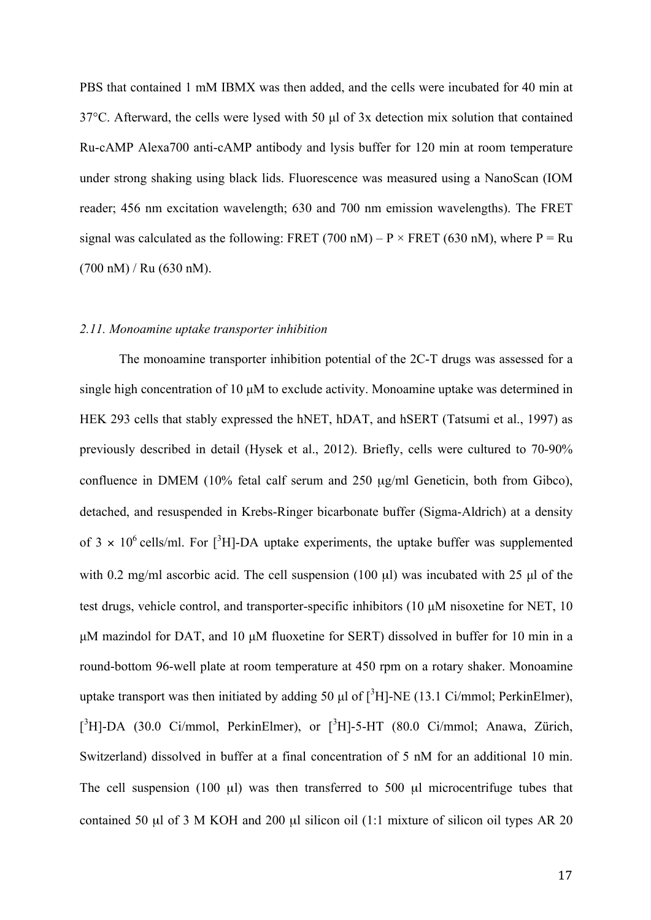PBS that contained 1 mM IBMX was then added, and the cells were incubated for 40 min at 37°C. Afterward, the cells were lysed with 50 μl of 3x detection mix solution that contained Ru-cAMP Alexa700 anti-cAMP antibody and lysis buffer for 120 min at room temperature under strong shaking using black lids. Fluorescence was measured using a NanoScan (IOM reader; 456 nm excitation wavelength; 630 and 700 nm emission wavelengths). The FRET signal was calculated as the following: FRET (700 nM) – P × FRET (630 nM), where P = Ru (700 nM) / Ru (630 nM).

### *2.11. Monoamine uptake transporter inhibition*

The monoamine transporter inhibition potential of the 2C-T drugs was assessed for a single high concentration of 10 μM to exclude activity. Monoamine uptake was determined in HEK 293 cells that stably expressed the hNET, hDAT, and hSERT (Tatsumi et al., 1997) as previously described in detail (Hysek et al., 2012). Briefly, cells were cultured to 70-90% confluence in DMEM (10% fetal calf serum and 250 μg/ml Geneticin, both from Gibco), detached, and resuspended in Krebs-Ringer bicarbonate buffer (Sigma-Aldrich) at a density of $3 \times 10^6$ cells/ml. For [$^3$H]-DA uptake experiments, the uptake buffer was supplemented with 0.2 mg/ml ascorbic acid. The cell suspension (100 μl) was incubated with 25 μl of the test drugs, vehicle control, and transporter-specific inhibitors (10 μM nisoxetine for NET, 10 μM mazindol for DAT, and 10 μM fluoxetine for SERT) dissolved in buffer for 10 min in a round-bottom 96-well plate at room temperature at 450 rpm on a rotary shaker. Monoamine uptake transport was then initiated by adding 50 μl of [$^3$H]-NE (13.1 Ci/mmol; PerkinElmer), [$^3$H]-DA (30.0 Ci/mmol, PerkinElmer), or [$^3$H]-5-HT (80.0 Ci/mmol; Anawa, Zürich, Switzerland) dissolved in buffer at a final concentration of 5 nM for an additional 10 min. The cell suspension (100 μl) was then transferred to 500 μl microcentrifuge tubes that contained 50 μl of 3 M KOH and 200 μl silicon oil (1:1 mixture of silicon oil types AR 20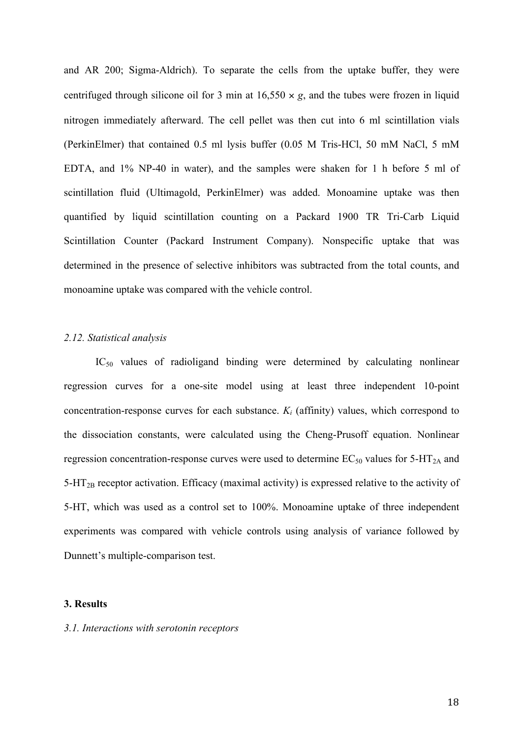and AR 200; Sigma-Aldrich). To separate the cells from the uptake buffer, they were centrifuged through silicone oil for 3 min at 16,550 × *g*, and the tubes were frozen in liquid nitrogen immediately afterward. The cell pellet was then cut into 6 ml scintillation vials (PerkinElmer) that contained 0.5 ml lysis buffer (0.05 M Tris-HCl, 50 mM NaCl, 5 mM EDTA, and 1% NP-40 in water), and the samples were shaken for 1 h before 5 ml of scintillation fluid (Ultimagold, PerkinElmer) was added. Monoamine uptake was then quantified by liquid scintillation counting on a Packard 1900 TR Tri-Carb Liquid Scintillation Counter (Packard Instrument Company). Nonspecific uptake that was determined in the presence of selective inhibitors was subtracted from the total counts, and monoamine uptake was compared with the vehicle control.

### *2.12. Statistical analysis*

$IC_{50}$ values of radioligand binding were determined by calculating nonlinear regression curves for a one-site model using at least three independent 10-point concentration-response curves for each substance. $K_i$ (affinity) values, which correspond to the dissociation constants, were calculated using the Cheng-Prusoff equation. Nonlinear regression concentration-response curves were used to determine $EC_{50}$ values for 5-$HT_{2A}$ and 5-$HT_{2B}$ receptor activation. Efficacy (maximal activity) is expressed relative to the activity of 5-HT, which was used as a control set to 100%. Monoamine uptake of three independent experiments was compared with vehicle controls using analysis of variance followed by Dunnett's multiple-comparison test.

## 3. Results

### *3.1. Interactions with serotonin receptors*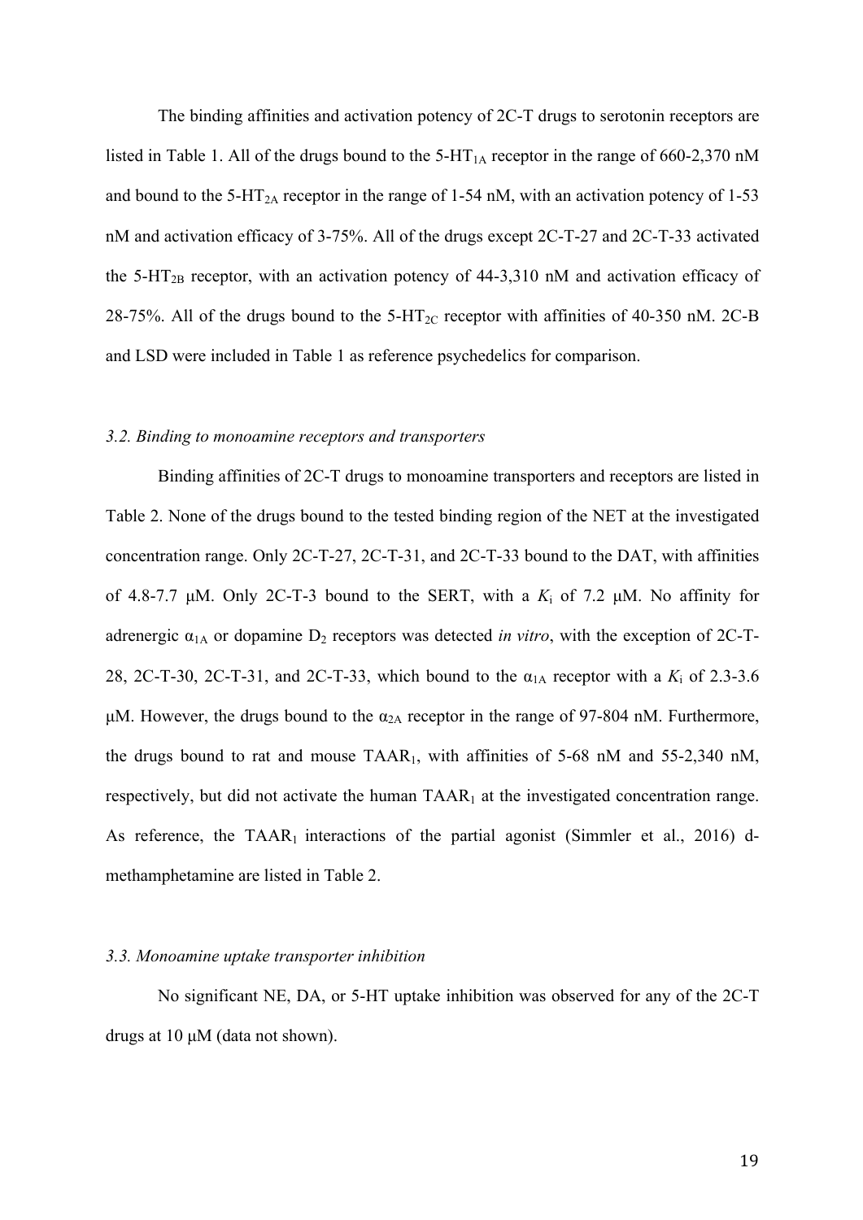The binding affinities and activation potency of 2C-T drugs to serotonin receptors are listed in Table 1. All of the drugs bound to the 5-$HT_{1A}$ receptor in the range of 660-2,370 nM and bound to the 5-$HT_{2A}$ receptor in the range of 1-54 nM, with an activation potency of 1-53 nM and activation efficacy of 3-75%. All of the drugs except 2C-T-27 and 2C-T-33 activated the 5-$HT_{2B}$ receptor, with an activation potency of 44-3,310 nM and activation efficacy of 28-75%. All of the drugs bound to the 5-$HT_{2C}$ receptor with affinities of 40-350 nM. 2C-B and LSD were included in Table 1 as reference psychedelics for comparison.

### *3.2. Binding to monoamine receptors and transporters*

Binding affinities of 2C-T drugs to monoamine transporters and receptors are listed in Table 2. None of the drugs bound to the tested binding region of the NET at the investigated concentration range. Only 2C-T-27, 2C-T-31, and 2C-T-33 bound to the DAT, with affinities of 4.8-7.7 μM. Only 2C-T-3 bound to the SERT, with a $K_i$ of 7.2 μM. No affinity for adrenergic $\alpha_{1A}$ or dopamine $D_2$ receptors was detected *in vitro*, with the exception of 2C-T-28, 2C-T-30, 2C-T-31, and 2C-T-33, which bound to the $\alpha_{1A}$ receptor with a $K_i$ of 2.3-3.6 μM. However, the drugs bound to the $\alpha_{2A}$ receptor in the range of 97-804 nM. Furthermore, the drugs bound to rat and mouse $TAAR_1$, with affinities of 5-68 nM and 55-2,340 nM, respectively, but did not activate the human $TAAR_1$ at the investigated concentration range. As reference, the $TAAR_1$ interactions of the partial agonist (Simmler et al., 2016) d-methamphetamine are listed in Table 2.

### *3.3. Monoamine uptake transporter inhibition*

No significant NE, DA, or 5-HT uptake inhibition was observed for any of the 2C-T drugs at 10 μM (data not shown).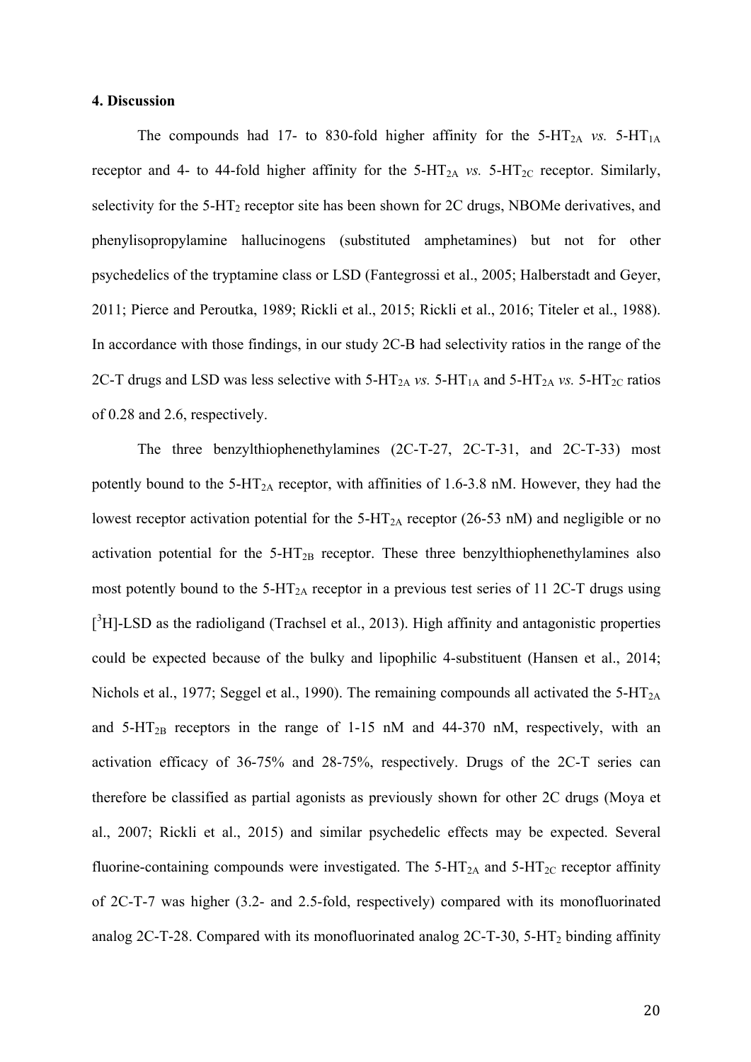## 4. Discussion

The compounds had 17- to 830-fold higher affinity for the $5\text{-HT}_{2A}$ *vs.* $5\text{-HT}_{1A}$ receptor and 4- to 44-fold higher affinity for the $5\text{-HT}_{2A}$ *vs.* $5\text{-HT}_{2C}$ receptor. Similarly, selectivity for the $5\text{-HT}_{2}$ receptor site has been shown for 2C drugs, NBOMe derivatives, and phenylisopropylamine hallucinogens (substituted amphetamines) but not for other psychedelics of the tryptamine class or LSD (Fantegrossi et al., 2005; Halberstadt and Geyer, 2011; Pierce and Peroutka, 1989; Rickli et al., 2015; Rickli et al., 2016; Titeler et al., 1988). In accordance with those findings, in our study 2C-B had selectivity ratios in the range of the 2C-T drugs and LSD was less selective with $5\text{-HT}_{2A}$ *vs.* $5\text{-HT}_{1A}$ and $5\text{-HT}_{2A}$ *vs.* $5\text{-HT}_{2C}$ ratios of 0.28 and 2.6, respectively.

The three benzylthiophenethylamines (2C-T-27, 2C-T-31, and 2C-T-33) most potently bound to the $5\text{-HT}_{2A}$ receptor, with affinities of 1.6-3.8 nM. However, they had the lowest receptor activation potential for the $5\text{-HT}_{2A}$ receptor (26-53 nM) and negligible or no activation potential for the $5\text{-HT}_{2B}$ receptor. These three benzylthiophenethylamines also most potently bound to the $5\text{-HT}_{2A}$ receptor in a previous test series of 11 2C-T drugs using [$^{3}$H]-LSD as the radioligand (Trachsel et al., 2013). High affinity and antagonistic properties could be expected because of the bulky and lipophilic 4-substituent (Hansen et al., 2014; Nichols et al., 1977; Seggel et al., 1990). The remaining compounds all activated the $5\text{-HT}_{2A}$ and $5\text{-HT}_{2B}$ receptors in the range of 1-15 nM and 44-370 nM, respectively, with an activation efficacy of 36-75% and 28-75%, respectively. Drugs of the 2C-T series can therefore be classified as partial agonists as previously shown for other 2C drugs (Moya et al., 2007; Rickli et al., 2015) and similar psychedelic effects may be expected. Several fluorine-containing compounds were investigated. The $5\text{-HT}_{2A}$ and $5\text{-HT}_{2C}$ receptor affinity of 2C-T-7 was higher (3.2- and 2.5-fold, respectively) compared with its monofluorinated analog 2C-T-28. Compared with its monofluorinated analog 2C-T-30, $5\text{-HT}_{2}$ binding affinity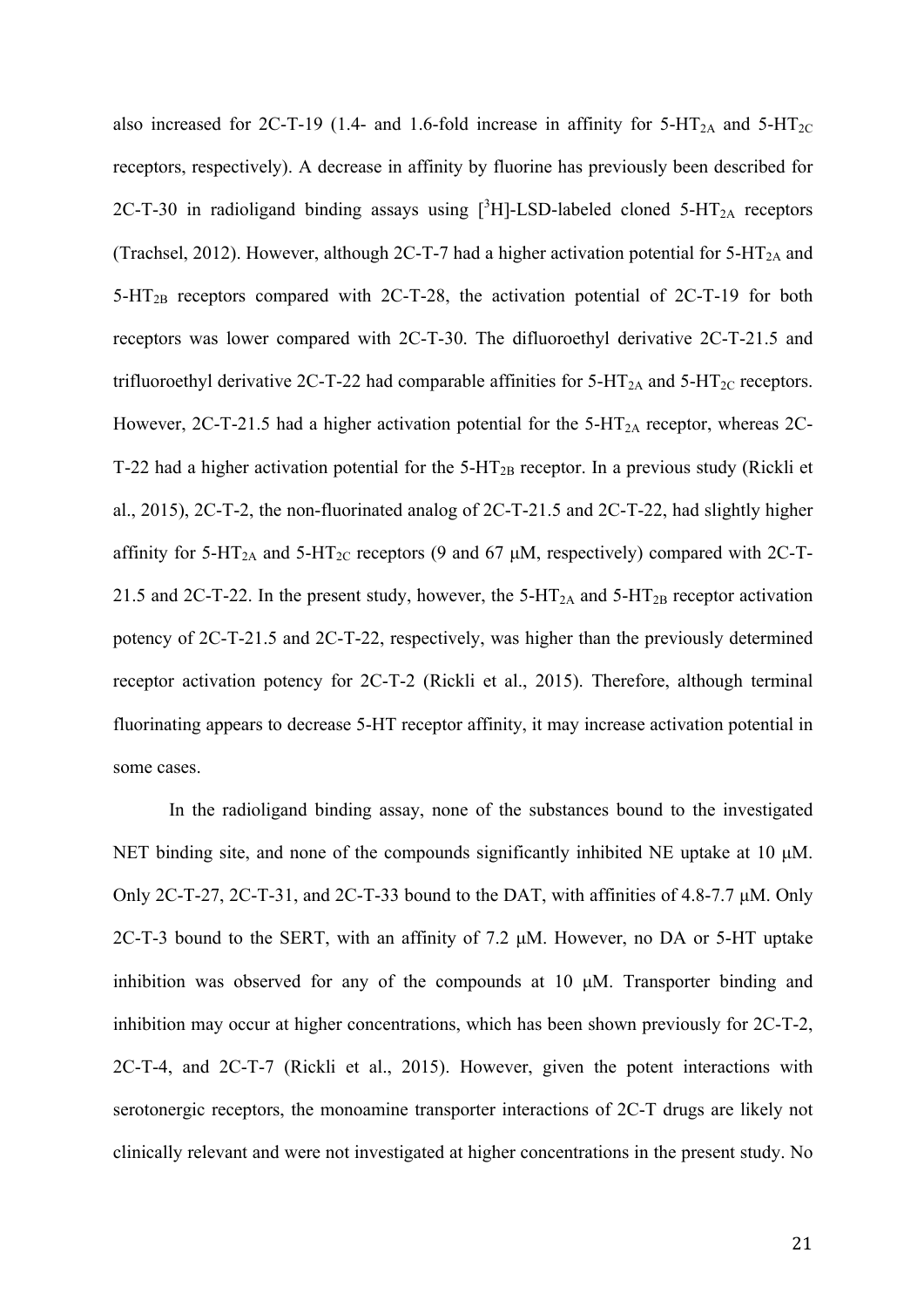also increased for 2C-T-19 (1.4- and 1.6-fold increase in affinity for 5-$HT_{2A}$ and 5-$HT_{2C}$ receptors, respectively). A decrease in affinity by fluorine has previously been described for 2C-T-30 in radioligand binding assays using [$^3$H]-LSD-labeled cloned 5-$HT_{2A}$ receptors (Trachsel, 2012). However, although 2C-T-7 had a higher activation potential for 5-$HT_{2A}$ and 5-$HT_{2B}$ receptors compared with 2C-T-28, the activation potential of 2C-T-19 for both receptors was lower compared with 2C-T-30. The difluoroethyl derivative 2C-T-21.5 and trifluoroethyl derivative 2C-T-22 had comparable affinities for 5-$HT_{2A}$ and 5-$HT_{2C}$ receptors. However, 2C-T-21.5 had a higher activation potential for the 5-$HT_{2A}$ receptor, whereas 2C-T-22 had a higher activation potential for the 5-$HT_{2B}$ receptor. In a previous study (Rickli et al., 2015), 2C-T-2, the non-fluorinated analog of 2C-T-21.5 and 2C-T-22, had slightly higher affinity for 5-$HT_{2A}$ and 5-$HT_{2C}$ receptors (9 and 67 μM, respectively) compared with 2C-T-21.5 and 2C-T-22. In the present study, however, the 5-$HT_{2A}$ and 5-$HT_{2B}$ receptor activation potency of 2C-T-21.5 and 2C-T-22, respectively, was higher than the previously determined receptor activation potency for 2C-T-2 (Rickli et al., 2015). Therefore, although terminal fluorinating appears to decrease 5-HT receptor affinity, it may increase activation potential in some cases.

In the radioligand binding assay, none of the substances bound to the investigated NET binding site, and none of the compounds significantly inhibited NE uptake at 10 μM. Only 2C-T-27, 2C-T-31, and 2C-T-33 bound to the DAT, with affinities of 4.8-7.7 μM. Only 2C-T-3 bound to the SERT, with an affinity of 7.2 μM. However, no DA or 5-HT uptake inhibition was observed for any of the compounds at 10 μM. Transporter binding and inhibition may occur at higher concentrations, which has been shown previously for 2C-T-2, 2C-T-4, and 2C-T-7 (Rickli et al., 2015). However, given the potent interactions with serotonergic receptors, the monoamine transporter interactions of 2C-T drugs are likely not clinically relevant and were not investigated at higher concentrations in the present study. No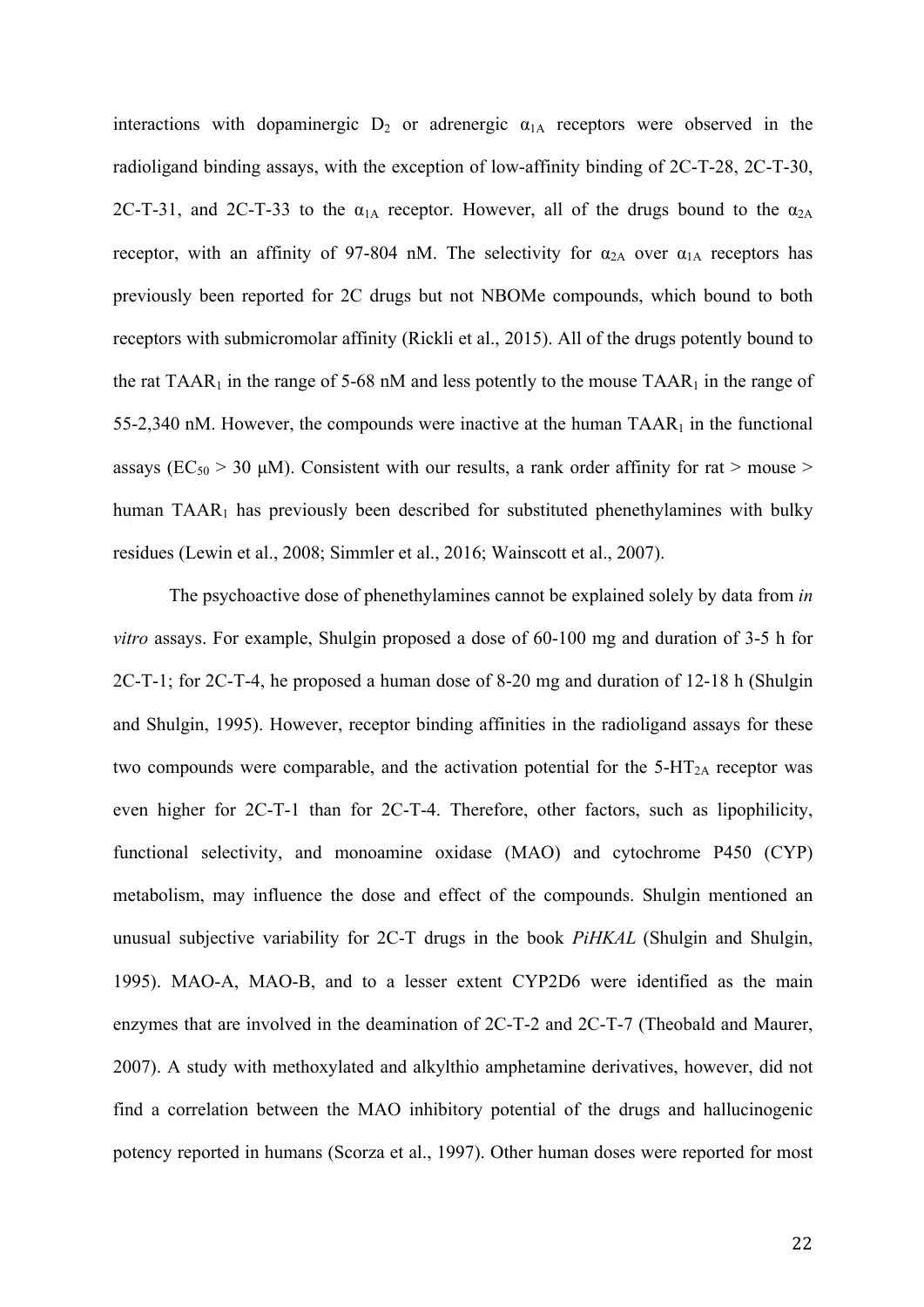interactions with dopaminergic $D_2$ or adrenergic $\alpha_{1A}$ receptors were observed in the radioligand binding assays, with the exception of low-affinity binding of 2C-T-28, 2C-T-30, 2C-T-31, and 2C-T-33 to the $\alpha_{1A}$ receptor. However, all of the drugs bound to the $\alpha_{2A}$ receptor, with an affinity of 97-804 nM. The selectivity for $\alpha_{2A}$ over $\alpha_{1A}$ receptors has previously been reported for 2C drugs but not NBOMe compounds, which bound to both receptors with submicromolar affinity (Rickli et al., 2015). All of the drugs potently bound to the rat $TAAR_1$ in the range of 5-68 nM and less potently to the mouse $TAAR_1$ in the range of 55-2,340 nM. However, the compounds were inactive at the human $TAAR_1$ in the functional assays ($EC_{50}$ > 30 μM). Consistent with our results, a rank order affinity for rat > mouse > human $TAAR_1$ has previously been described for substituted phenethylamines with bulky residues (Lewin et al., 2008; Simmler et al., 2016; Wainscott et al., 2007).

The psychoactive dose of phenethylamines cannot be explained solely by data from *in vitro* assays. For example, Shulgin proposed a dose of 60-100 mg and duration of 3-5 h for 2C-T-1; for 2C-T-4, he proposed a human dose of 8-20 mg and duration of 12-18 h (Shulgin and Shulgin, 1995). However, receptor binding affinities in the radioligand assays for these two compounds were comparable, and the activation potential for the $5\text{-}HT_{2A}$ receptor was even higher for 2C-T-1 than for 2C-T-4. Therefore, other factors, such as lipophilicity, functional selectivity, and monoamine oxidase (MAO) and cytochrome P450 (CYP) metabolism, may influence the dose and effect of the compounds. Shulgin mentioned an unusual subjective variability for 2C-T drugs in the book *PiHKAL* (Shulgin and Shulgin, 1995). MAO-A, MAO-B, and to a lesser extent CYP2D6 were identified as the main enzymes that are involved in the deamination of 2C-T-2 and 2C-T-7 (Theobald and Maurer, 2007). A study with methoxylated and alkylthio amphetamine derivatives, however, did not find a correlation between the MAO inhibitory potential of the drugs and hallucinogenic potency reported in humans (Scorza et al., 1997). Other human doses were reported for most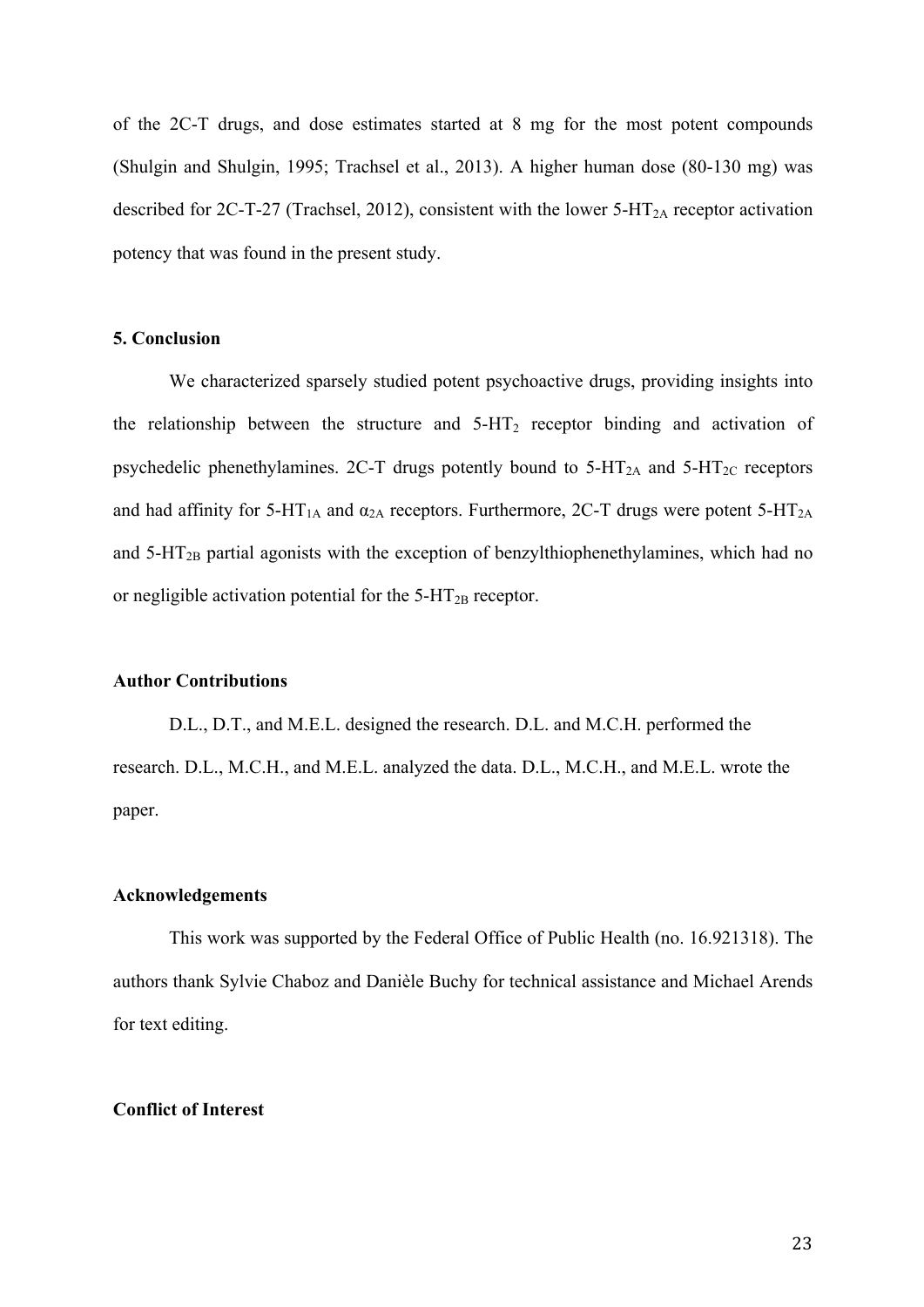of the 2C-T drugs, and dose estimates started at 8 mg for the most potent compounds (Shulgin and Shulgin, 1995; Trachsel et al., 2013). A higher human dose (80-130 mg) was described for 2C-T-27 (Trachsel, 2012), consistent with the lower 5-$HT_{2A}$ receptor activation potency that was found in the present study.

## 5. Conclusion

We characterized sparsely studied potent psychoactive drugs, providing insights into the relationship between the structure and 5-$HT_2$ receptor binding and activation of psychedelic phenethylamines. 2C-T drugs potently bound to 5-$HT_{2A}$ and 5-$HT_{2C}$ receptors and had affinity for 5-$HT_{1A}$ and $\alpha_{2A}$ receptors. Furthermore, 2C-T drugs were potent 5-$HT_{2A}$ and 5-$HT_{2B}$ partial agonists with the exception of benzylthiophenethylamines, which had no or negligible activation potential for the 5-$HT_{2B}$ receptor.

## Author Contributions

D.L., D.T., and M.E.L. designed the research. D.L. and M.C.H. performed the research. D.L., M.C.H., and M.E.L. analyzed the data. D.L., M.C.H., and M.E.L. wrote the paper.

## Acknowledgements

This work was supported by the Federal Office of Public Health (no. 16.921318). The authors thank Sylvie Chaboz and Danièle Buchy for technical assistance and Michael Arends for text editing.

## Conflict of Interest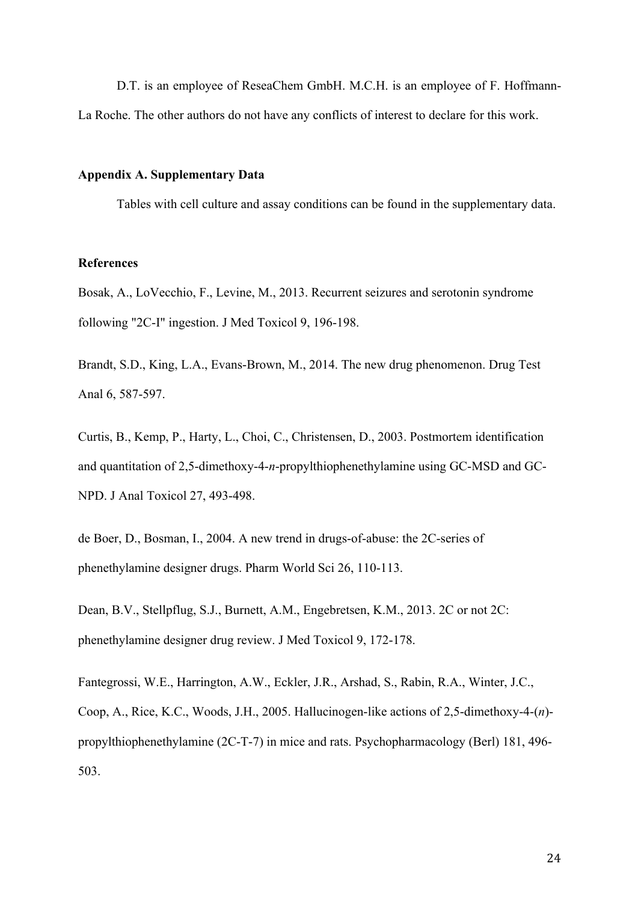D.T. is an employee of ReseaChem GmbH. M.C.H. is an employee of F. Hoffmann-La Roche. The other authors do not have any conflicts of interest to declare for this work.

**Appendix A. Supplementary Data**

Tables with cell culture and assay conditions can be found in the supplementary data.

**References**

Bosak, A., LoVecchio, F., Levine, M., 2013. Recurrent seizures and serotonin syndrome following "2C-I" ingestion. J Med Toxicol 9, 196-198.

Brandt, S.D., King, L.A., Evans-Brown, M., 2014. The new drug phenomenon. Drug Test Anal 6, 587-597.

Curtis, B., Kemp, P., Harty, L., Choi, C., Christensen, D., 2003. Postmortem identification and quantitation of 2,5-dimethoxy-4-*n*-propylthiophenethylamine using GC-MSD and GC-NPD. J Anal Toxicol 27, 493-498.

de Boer, D., Bosman, I., 2004. A new trend in drugs-of-abuse: the 2C-series of phenethylamine designer drugs. Pharm World Sci 26, 110-113.

Dean, B.V., Stellpflug, S.J., Burnett, A.M., Engebretsen, K.M., 2013. 2C or not 2C: phenethylamine designer drug review. J Med Toxicol 9, 172-178.

Fantegrossi, W.E., Harrington, A.W., Eckler, J.R., Arshad, S., Rabin, R.A., Winter, J.C., Coop, A., Rice, K.C., Woods, J.H., 2005. Hallucinogen-like actions of 2,5-dimethoxy-4-(*n*)-propylthiophenethylamine (2C-T-7) in mice and rats. Psychopharmacology (Berl) 181, 496-503.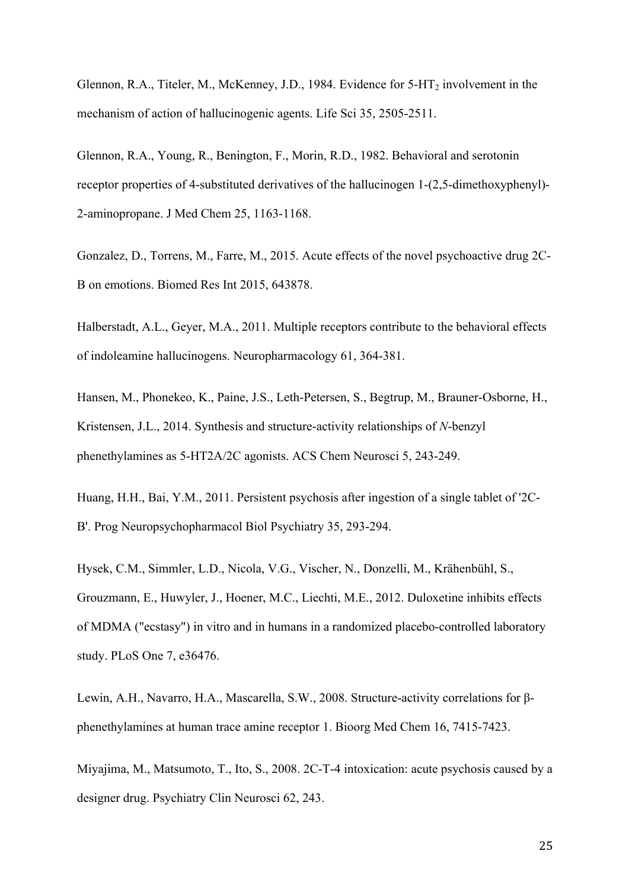Glennon, R.A., Titeler, M., McKenney, J.D., 1984. Evidence for 5-$HT_2$ involvement in the mechanism of action of hallucinogenic agents. Life Sci 35, 2505-2511.

Glennon, R.A., Young, R., Benington, F., Morin, R.D., 1982. Behavioral and serotonin receptor properties of 4-substituted derivatives of the hallucinogen 1-(2,5-dimethoxyphenyl)-2-aminopropane. J Med Chem 25, 1163-1168.

Gonzalez, D., Torrens, M., Farre, M., 2015. Acute effects of the novel psychoactive drug 2C-B on emotions. Biomed Res Int 2015, 643878.

Halberstadt, A.L., Geyer, M.A., 2011. Multiple receptors contribute to the behavioral effects of indoleamine hallucinogens. Neuropharmacology 61, 364-381.

Hansen, M., Phonekeo, K., Paine, J.S., Leth-Petersen, S., Begtrup, M., Brauner-Osborne, H., Kristensen, J.L., 2014. Synthesis and structure-activity relationships of *N*-benzyl phenethylamines as 5-HT2A/2C agonists. ACS Chem Neurosci 5, 243-249.

Huang, H.H., Bai, Y.M., 2011. Persistent psychosis after ingestion of a single tablet of '2C-B'. Prog Neuropsychopharmacol Biol Psychiatry 35, 293-294.

Hysek, C.M., Simmler, L.D., Nicola, V.G., Vischer, N., Donzelli, M., Krähenbühl, S., Grouzmann, E., Huwyler, J., Hoener, M.C., Liechti, M.E., 2012. Duloxetine inhibits effects of MDMA ("ecstasy") in vitro and in humans in a randomized placebo-controlled laboratory study. PLoS One 7, e36476.

Lewin, A.H., Navarro, H.A., Mascarella, S.W., 2008. Structure-activity correlations for β-phenethylamines at human trace amine receptor 1. Bioorg Med Chem 16, 7415-7423.

Miyajima, M., Matsumoto, T., Ito, S., 2008. 2C-T-4 intoxication: acute psychosis caused by a designer drug. Psychiatry Clin Neurosci 62, 243.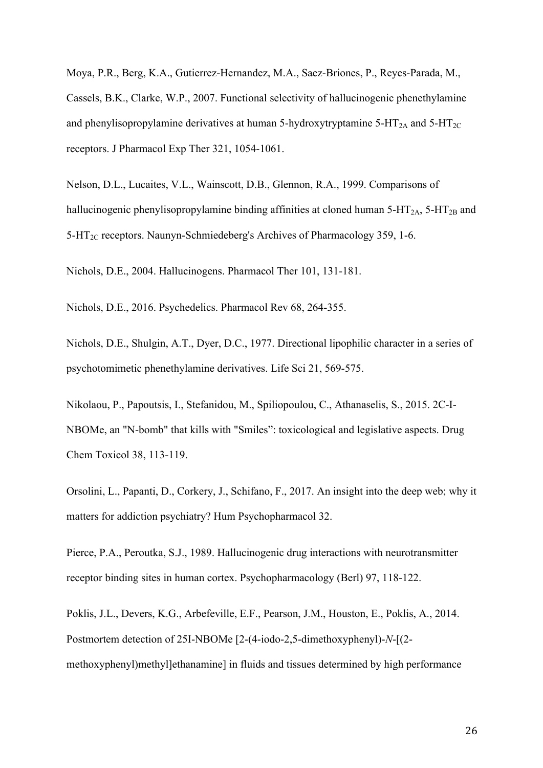Moya, P.R., Berg, K.A., Gutierrez-Hernandez, M.A., Saez-Briones, P., Reyes-Parada, M., Cassels, B.K., Clarke, W.P., 2007. Functional selectivity of hallucinogenic phenethylamine and phenylisopropylamine derivatives at human 5-hydroxytryptamine 5-$HT_{2A}$ and 5-$HT_{2C}$ receptors. J Pharmacol Exp Ther 321, 1054-1061.

Nelson, D.L., Lucaites, V.L., Wainscott, D.B., Glennon, R.A., 1999. Comparisons of hallucinogenic phenylisopropylamine binding affinities at cloned human 5-$HT_{2A}$, 5-$HT_{2B}$ and 5-$HT_{2C}$ receptors. Naunyn-Schmiedeberg's Archives of Pharmacology 359, 1-6.

Nichols, D.E., 2004. Hallucinogens. Pharmacol Ther 101, 131-181.

Nichols, D.E., 2016. Psychedelics. Pharmacol Rev 68, 264-355.

Nichols, D.E., Shulgin, A.T., Dyer, D.C., 1977. Directional lipophilic character in a series of psychotomimetic phenethylamine derivatives. Life Sci 21, 569-575.

Nikolaou, P., Papoutsis, I., Stefanidou, M., Spiliopoulou, C., Athanaselis, S., 2015. 2C-I-NBOMe, an "N-bomb" that kills with "Smiles": toxicological and legislative aspects. Drug Chem Toxicol 38, 113-119.

Orsolini, L., Papanti, D., Corkery, J., Schifano, F., 2017. An insight into the deep web; why it matters for addiction psychiatry? Hum Psychopharmacol 32.

Pierce, P.A., Peroutka, S.J., 1989. Hallucinogenic drug interactions with neurotransmitter receptor binding sites in human cortex. Psychopharmacology (Berl) 97, 118-122.

Poklis, J.L., Devers, K.G., Arbefeville, E.F., Pearson, J.M., Houston, E., Poklis, A., 2014. Postmortem detection of 25I-NBOMe [2-(4-iodo-2,5-dimethoxyphenyl)-*N*-[(2-methoxyphenyl)methyl]ethanamine] in fluids and tissues determined by high performance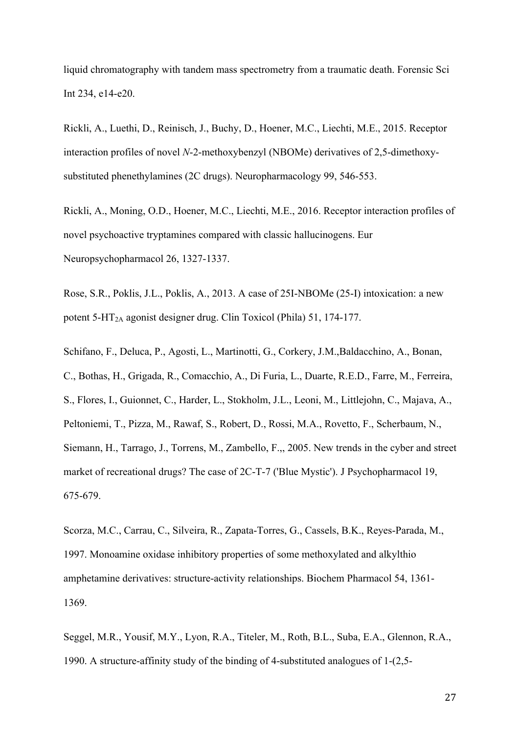liquid chromatography with tandem mass spectrometry from a traumatic death. Forensic Sci Int 234, e14-e20.

Rickli, A., Luethi, D., Reinisch, J., Buchy, D., Hoener, M.C., Liechti, M.E., 2015. Receptor interaction profiles of novel *N*-2-methoxybenzyl (NBOMe) derivatives of 2,5-dimethoxy-substituted phenethylamines (2C drugs). Neuropharmacology 99, 546-553.

Rickli, A., Moning, O.D., Hoener, M.C., Liechti, M.E., 2016. Receptor interaction profiles of novel psychoactive tryptamines compared with classic hallucinogens. Eur Neuropsychopharmacol 26, 1327-1337.

Rose, S.R., Poklis, J.L., Poklis, A., 2013. A case of 25I-NBOMe (25-I) intoxication: a new potent 5-$HT_{2A}$ agonist designer drug. Clin Toxicol (Phila) 51, 174-177.

Schifano, F., Deluca, P., Agosti, L., Martinotti, G., Corkery, J.M.,Baldacchino, A., Bonan, C., Bothas, H., Grigada, R., Comacchio, A., Di Furia, L., Duarte, R.E.D., Farre, M., Ferreira, S., Flores, I., Guionnet, C., Harder, L., Stokholm, J.L., Leoni, M., Littlejohn, C., Majava, A., Peltoniemi, T., Pizza, M., Rawaf, S., Robert, D., Rossi, M.A., Rovetto, F., Scherbaum, N., Siemann, H., Tarrago, J., Torrens, M., Zambello, F.,, 2005. New trends in the cyber and street market of recreational drugs? The case of 2C-T-7 ('Blue Mystic'). J Psychopharmacol 19, 675-679.

Scorza, M.C., Carrau, C., Silveira, R., Zapata-Torres, G., Cassels, B.K., Reyes-Parada, M., 1997. Monoamine oxidase inhibitory properties of some methoxylated and alkylthio amphetamine derivatives: structure-activity relationships. Biochem Pharmacol 54, 1361-1369.

Seggel, M.R., Yousif, M.Y., Lyon, R.A., Titeler, M., Roth, B.L., Suba, E.A., Glennon, R.A., 1990. A structure-affinity study of the binding of 4-substituted analogues of 1-(2,5-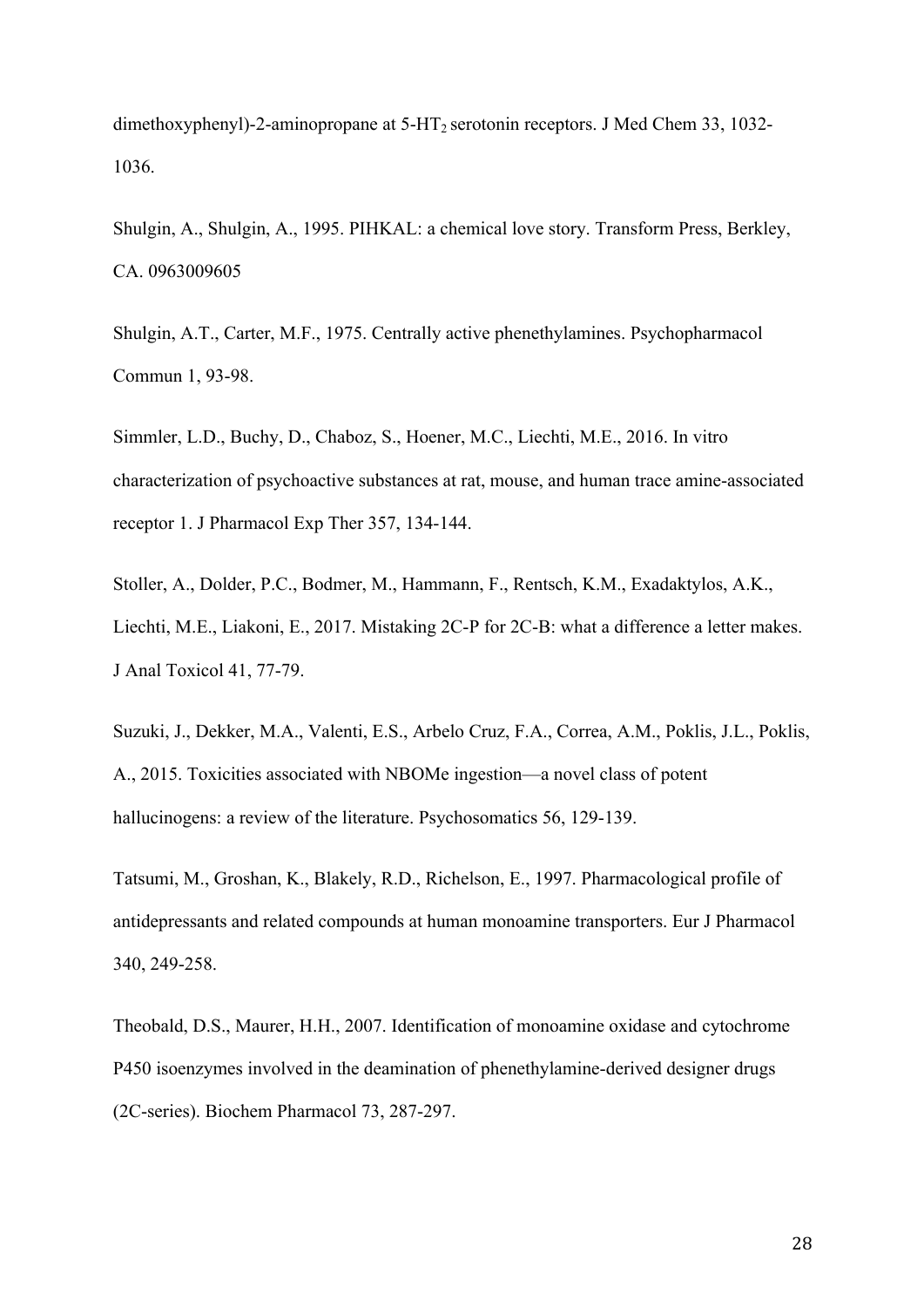dimethoxyphenyl)-2-aminopropane at 5-$HT_2$ serotonin receptors. J Med Chem 33, 1032-1036.

Shulgin, A., Shulgin, A., 1995. PIHKAL: a chemical love story. Transform Press, Berkley, CA. 0963009605

Shulgin, A.T., Carter, M.F., 1975. Centrally active phenethylamines. Psychopharmacol Commun 1, 93-98.

Simmler, L.D., Buchy, D., Chaboz, S., Hoener, M.C., Liechti, M.E., 2016. In vitro characterization of psychoactive substances at rat, mouse, and human trace amine-associated receptor 1. J Pharmacol Exp Ther 357, 134-144.

Stoller, A., Dolder, P.C., Bodmer, M., Hammann, F., Rentsch, K.M., Exadaktylos, A.K., Liechti, M.E., Liakoni, E., 2017. Mistaking 2C-P for 2C-B: what a difference a letter makes. J Anal Toxicol 41, 77-79.

Suzuki, J., Dekker, M.A., Valenti, E.S., Arbelo Cruz, F.A., Correa, A.M., Poklis, J.L., Poklis, A., 2015. Toxicities associated with NBOMe ingestion—a novel class of potent hallucinogens: a review of the literature. Psychosomatics 56, 129-139.

Tatsumi, M., Groshan, K., Blakely, R.D., Richelson, E., 1997. Pharmacological profile of antidepressants and related compounds at human monoamine transporters. Eur J Pharmacol 340, 249-258.

Theobald, D.S., Maurer, H.H., 2007. Identification of monoamine oxidase and cytochrome P450 isoenzymes involved in the deamination of phenethylamine-derived designer drugs (2C-series). Biochem Pharmacol 73, 287-297.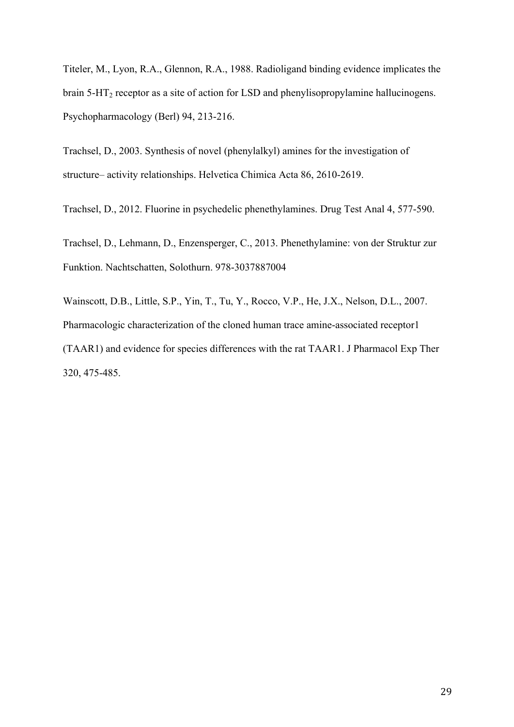Titeler, M., Lyon, R.A., Glennon, R.A., 1988. Radioligand binding evidence implicates the brain 5-$HT_2$ receptor as a site of action for LSD and phenylisopropylamine hallucinogens. Psychopharmacology (Berl) 94, 213-216.

Trachsel, D., 2003. Synthesis of novel (phenylalkyl) amines for the investigation of structure– activity relationships. Helvetica Chimica Acta 86, 2610-2619.

Trachsel, D., 2012. Fluorine in psychedelic phenethylamines. Drug Test Anal 4, 577-590.

Trachsel, D., Lehmann, D., Enzensperger, C., 2013. Phenethylamine: von der Struktur zur Funktion. Nachtschatten, Solothurn. 978-3037887004

Wainscott, D.B., Little, S.P., Yin, T., Tu, Y., Rocco, V.P., He, J.X., Nelson, D.L., 2007. Pharmacologic characterization of the cloned human trace amine-associated receptor1 (TAAR1) and evidence for species differences with the rat TAAR1. J Pharmacol Exp Ther 320, 475-485.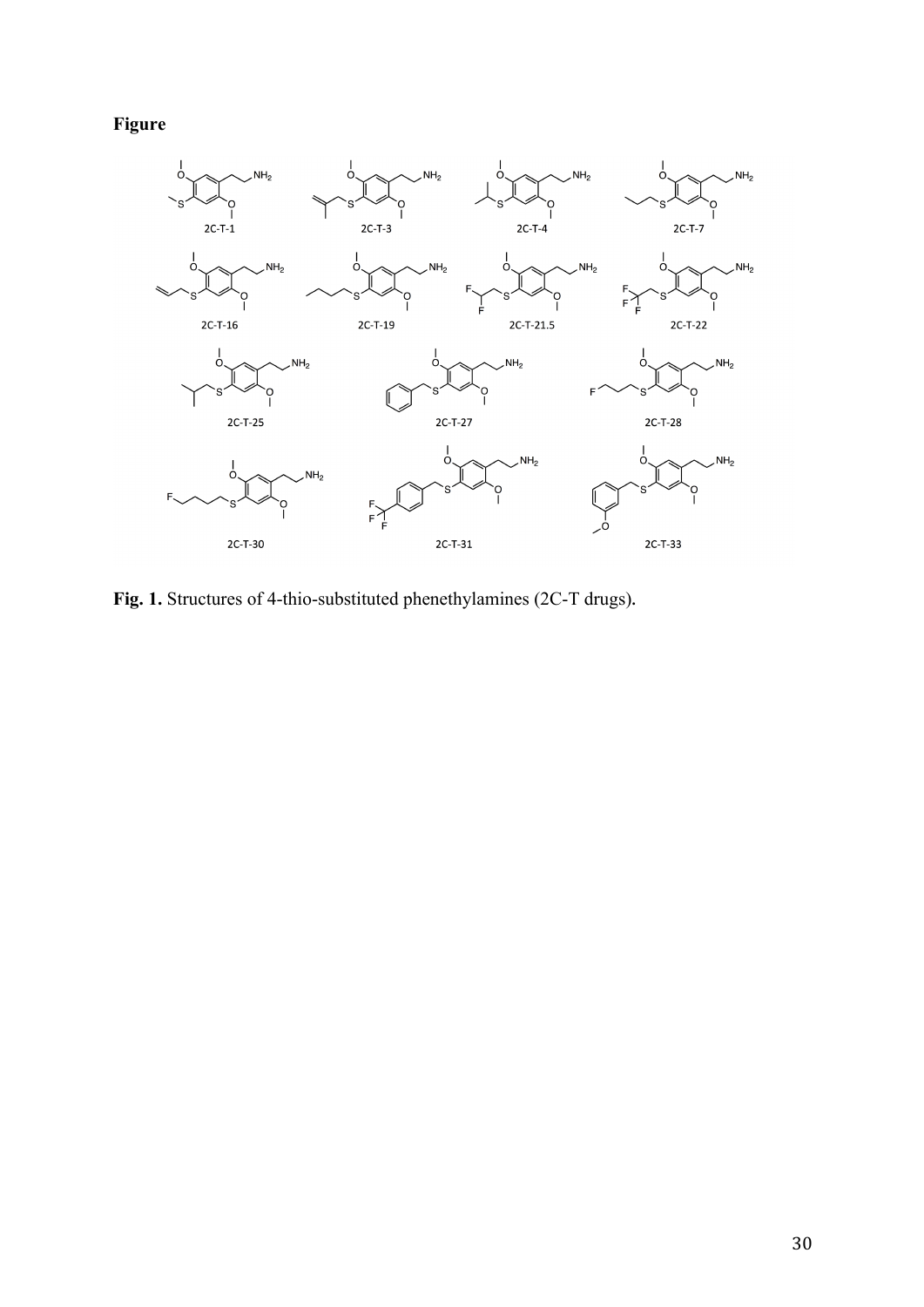**Figure**

2C-T-1 2C-T-3 2C-T-4 2C-T-7

2C-T-16 2C-T-19 2C-T-21.5 2C-T-22

2C-T-25 2C-T-27 2C-T-28

2C-T-30 2C-T-31 2C-T-33

**Fig. 1.** Structures of 4-thio-substituted phenethylamines (2C-T drugs).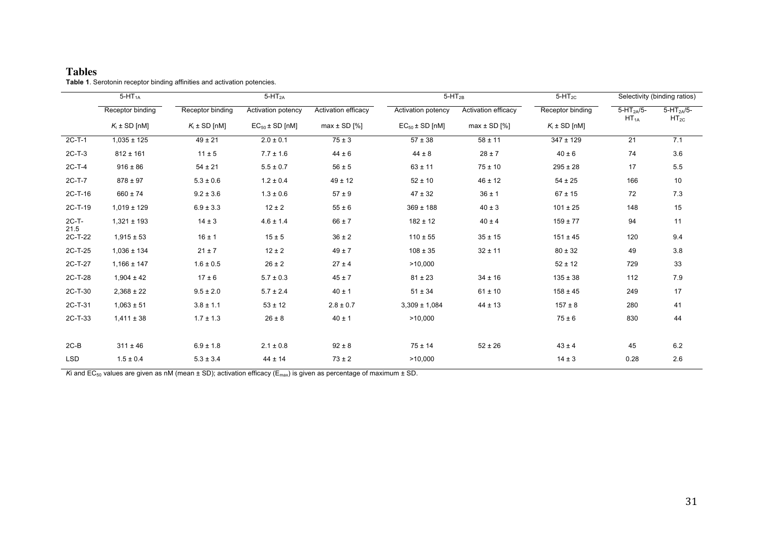# Tables

**Table 1**. Serotonin receptor binding affinities and activation potencies.

| | $5\text{-}HT_{1A}$ | $5\text{-}HT_{2A}$ | | | $5\text{-}HT_{2B}$ | | $5\text{-}HT_{2C}$ | Selectivity (binding ratios) | |
|---|---|---|---|---|---|---|---|---|---|
| | Receptor binding | Receptor binding | Activation potency | Activation efficacy | Activation potency | Activation efficacy | Receptor binding | $5\text{-}HT_{2A}/5\text{-}HT_{1A}$ | $5\text{-}HT_{2A}/5\text{-}HT_{2C}$ |
| | $K_i$ ± SD [nM] | $K_i$ ± SD [nM] | $EC_{50}$ ± SD [nM] | max ± SD [%] | $EC_{50}$ ± SD [nM] | max ± SD [%] | $K_i$ ± SD [nM] | | |
| 2C-T-1 | 1,035 ± 125 | 49 ± 21 | 2.0 ± 0.1 | 75 ± 3 | 57 ± 38 | 58 ± 11 | 347 ± 129 | 21 | 7.1 |
| 2C-T-3 | 812 ± 161 | 11 ± 5 | 7.7 ± 1.6 | 44 ± 6 | 44 ± 8 | 28 ± 7 | 40 ± 6 | 74 | 3.6 |
| 2C-T-4 | 916 ± 86 | 54 ± 21 | 5.5 ± 0.7 | 56 ± 5 | 63 ± 11 | 75 ± 10 | 295 ± 28 | 17 | 5.5 |
| 2C-T-7 | 878 ± 97 | 5.3 ± 0.6 | 1.2 ± 0.4 | 49 ± 12 | 52 ± 10 | 46 ± 12 | 54 ± 25 | 166 | 10 |
| 2C-T-16 | 660 ± 74 | 9.2 ± 3.6 | 1.3 ± 0.6 | 57 ± 9 | 47 ± 32 | 36 ± 1 | 67 ± 15 | 72 | 7.3 |
| 2C-T-19 | 1,019 ± 129 | 6.9 ± 3.3 | 12 ± 2 | 55 ± 6 | 369 ± 188 | 40 ± 3 | 101 ± 25 | 148 | 15 |
| 2C-T-21.5 | 1,321 ± 193 | 14 ± 3 | 4.6 ± 1.4 | 66 ± 7 | 182 ± 12 | 40 ± 4 | 159 ± 77 | 94 | 11 |
| 2C-T-22 | 1,915 ± 53 | 16 ± 1 | 15 ± 5 | 36 ± 2 | 110 ± 55 | 35 ± 15 | 151 ± 45 | 120 | 9.4 |
| 2C-T-25 | 1,036 ± 134 | 21 ± 7 | 12 ± 2 | 49 ± 7 | 108 ± 35 | 32 ± 11 | 80 ± 32 | 49 | 3.8 |
| 2C-T-27 | 1,166 ± 147 | 1.6 ± 0.5 | 26 ± 2 | 27 ± 4 | >10,000 | | 52 ± 12 | 729 | 33 |
| 2C-T-28 | 1,904 ± 42 | 17 ± 6 | 5.7 ± 0.3 | 45 ± 7 | 81 ± 23 | 34 ± 16 | 135 ± 38 | 112 | 7.9 |
| 2C-T-30 | 2,368 ± 22 | 9.5 ± 2.0 | 5.7 ± 2.4 | 40 ± 1 | 51 ± 34 | 61 ± 10 | 158 ± 45 | 249 | 17 |
| 2C-T-31 | 1,063 ± 51 | 3.8 ± 1.1 | 53 ± 12 | 2.8 ± 0.7 | 3,309 ± 1,084 | 44 ± 13 | 157 ± 8 | 280 | 41 |
| 2C-T-33 | 1,411 ± 38 | 1.7 ± 1.3 | 26 ± 8 | 40 ± 1 | >10,000 | | 75 ± 6 | 830 | 44 |
| 2C-B | 311 ± 46 | 6.9 ± 1.8 | 2.1 ± 0.8 | 92 ± 8 | 75 ± 14 | 52 ± 26 | 43 ± 4 | 45 | 6.2 |
| LSD | 1.5 ± 0.4 | 5.3 ± 3.4 | 44 ± 14 | 73 ± 2 | >10,000 | | 14 ± 3 | 0.28 | 2.6 |

*K*i and $EC_{50}$ values are given as nM (mean ± SD); activation efficacy ($E_{max}$) is given as percentage of maximum ± SD.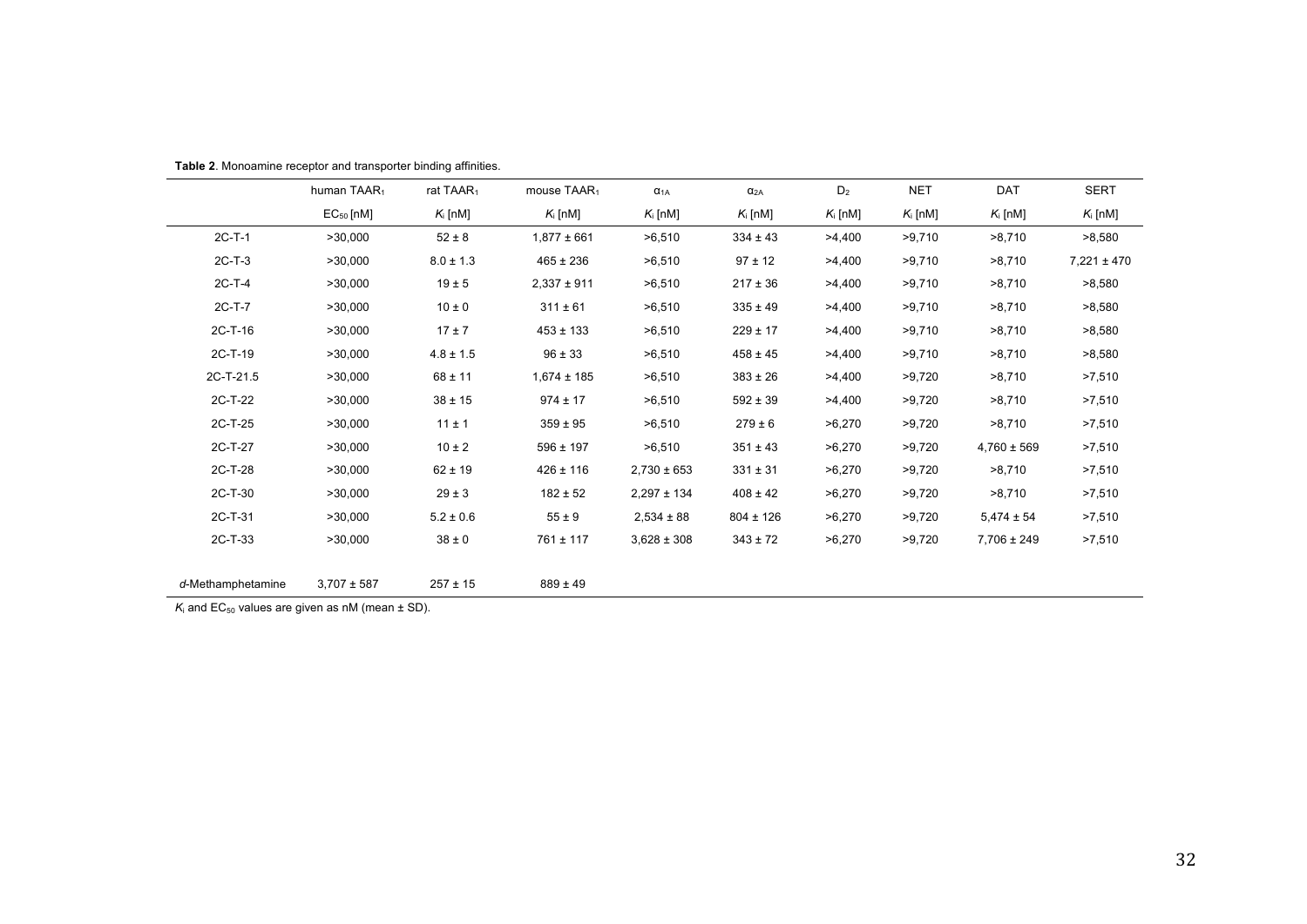**Table 2**. Monoamine receptor and transporter binding affinities.

| | human $TAAR_1$ $EC_{50}$ [nM] | rat $TAAR_1$ $K_i$ [nM] | mouse $TAAR_1$ $K_i$ [nM] | $\alpha_{1A}$ $K_i$ [nM] | $\alpha_{2A}$ $K_i$ [nM] | $D_2$ $K_i$ [nM] | NET $K_i$ [nM] | DAT $K_i$ [nM] | SERT $K_i$ [nM] |
|---|---|---|---|---|---|---|---|---|---|
| 2C-T-1 | >30,000 | 52 ± 8 | 1,877 ± 661 | >6,510 | 334 ± 43 | >4,400 | >9,710 | >8,710 | >8,580 |
| 2C-T-3 | >30,000 | 8.0 ± 1.3 | 465 ± 236 | >6,510 | 97 ± 12 | >4,400 | >9,710 | >8,710 | 7,221 ± 470 |
| 2C-T-4 | >30,000 | 19 ± 5 | 2,337 ± 911 | >6,510 | 217 ± 36 | >4,400 | >9,710 | >8,710 | >8,580 |
| 2C-T-7 | >30,000 | 10 ± 0 | 311 ± 61 | >6,510 | 335 ± 49 | >4,400 | >9,710 | >8,710 | >8,580 |
| 2C-T-16 | >30,000 | 17 ± 7 | 453 ± 133 | >6,510 | 229 ± 17 | >4,400 | >9,710 | >8,710 | >8,580 |
| 2C-T-19 | >30,000 | 4.8 ± 1.5 | 96 ± 33 | >6,510 | 458 ± 45 | >4,400 | >9,710 | >8,710 | >8,580 |
| 2C-T-21.5 | >30,000 | 68 ± 11 | 1,674 ± 185 | >6,510 | 383 ± 26 | >4,400 | >9,720 | >8,710 | >7,510 |
| 2C-T-22 | >30,000 | 38 ± 15 | 974 ± 17 | >6,510 | 592 ± 39 | >4,400 | >9,720 | >8,710 | >7,510 |
| 2C-T-25 | >30,000 | 11 ± 1 | 359 ± 95 | >6,510 | 279 ± 6 | >6,270 | >9,720 | >8,710 | >7,510 |
| 2C-T-27 | >30,000 | 10 ± 2 | 596 ± 197 | >6,510 | 351 ± 43 | >6,270 | >9,720 | 4,760 ± 569 | >7,510 |
| 2C-T-28 | >30,000 | 62 ± 19 | 426 ± 116 | 2,730 ± 653 | 331 ± 31 | >6,270 | >9,720 | >8,710 | >7,510 |
| 2C-T-30 | >30,000 | 29 ± 3 | 182 ± 52 | 2,297 ± 134 | 408 ± 42 | >6,270 | >9,720 | >8,710 | >7,510 |
| 2C-T-31 | >30,000 | 5.2 ± 0.6 | 55 ± 9 | 2,534 ± 88 | 804 ± 126 | >6,270 | >9,720 | 5,474 ± 54 | >7,510 |
| 2C-T-33 | >30,000 | 38 ± 0 | 761 ± 117 | 3,628 ± 308 | 343 ± 72 | >6,270 | >9,720 | 7,706 ± 249 | >7,510 |
| *d*-Methamphetamine | 3,707 ± 587 | 257 ± 15 | 889 ± 49 | | | | | | |

$K_i$ and $EC_{50}$ values are given as nM (mean ± SD).